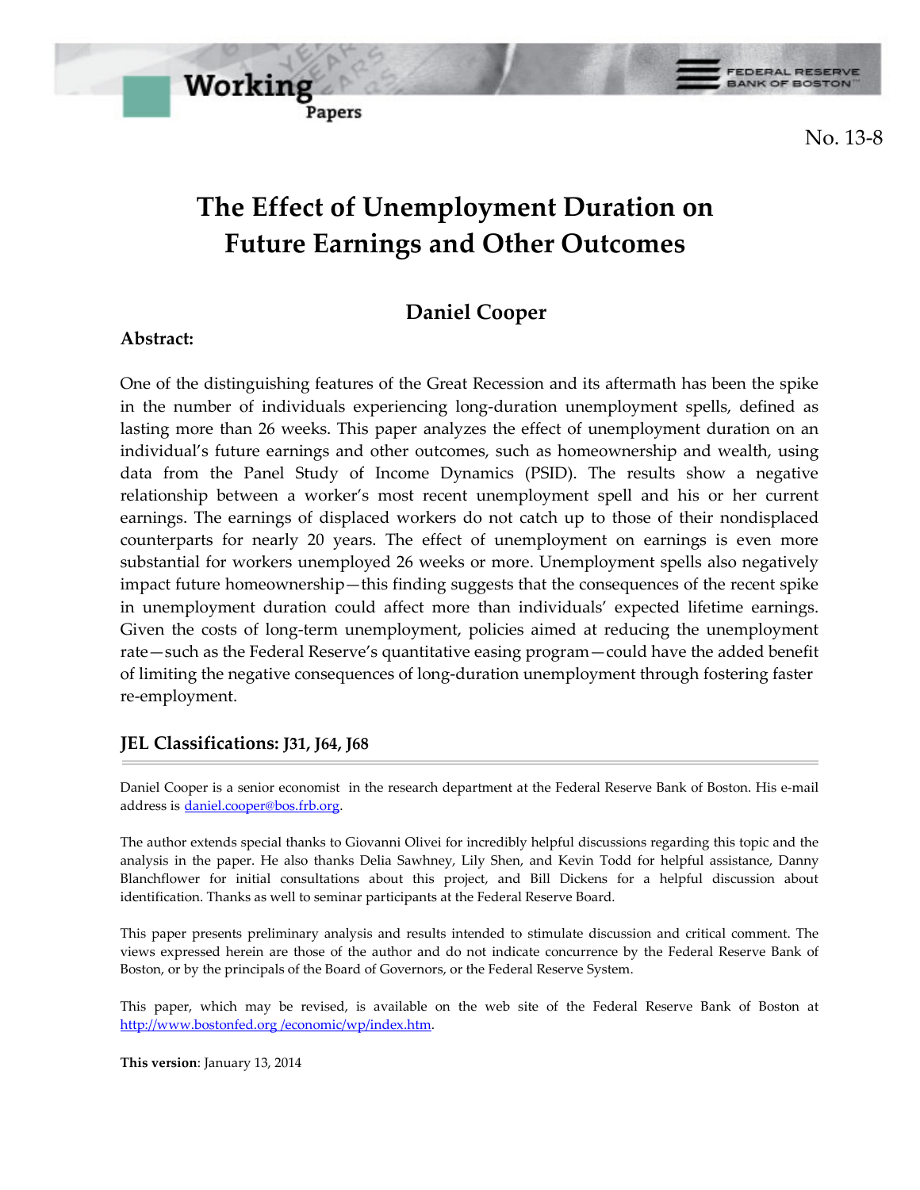Working Papers

No. 13-8

# The Effect of Unemployment Duration on Future Earnings and Other Outcomes

## Daniel Cooper

**Abstract:**

One of the distinguishing features of the Great Recession and its aftermath has been the spike in the number of individuals experiencing long-duration unemployment spells, defined as lasting more than 26 weeks. This paper analyzes the effect of unemployment duration on an individual's future earnings and other outcomes, such as homeownership and wealth, using data from the Panel Study of Income Dynamics (PSID). The results show a negative relationship between a worker's most recent unemployment spell and his or her current earnings. The earnings of displaced workers do not catch up to those of their nondisplaced counterparts for nearly 20 years. The effect of unemployment on earnings is even more substantial for workers unemployed 26 weeks or more. Unemployment spells also negatively impact future homeownership—this finding suggests that the consequences of the recent spike in unemployment duration could affect more than individuals' expected lifetime earnings. Given the costs of long-term unemployment, policies aimed at reducing the unemployment rate—such as the Federal Reserve's quantitative easing program—could have the added benefit of limiting the negative consequences of long-duration unemployment through fostering faster re-employment.

**JEL Classifications: J31, J64, J68**

Daniel Cooper is a senior economist in the research department at the Federal Reserve Bank of Boston. His e-mail address is daniel.cooper@bos.frb.org.

The author extends special thanks to Giovanni Olivei for incredibly helpful discussions regarding this topic and the analysis in the paper. He also thanks Delia Sawhney, Lily Shen, and Kevin Todd for helpful assistance, Danny Blanchflower for initial consultations about this project, and Bill Dickens for a helpful discussion about identification. Thanks as well to seminar participants at the Federal Reserve Board.

This paper presents preliminary analysis and results intended to stimulate discussion and critical comment. The views expressed herein are those of the author and do not indicate concurrence by the Federal Reserve Bank of Boston, or by the principals of the Board of Governors, or the Federal Reserve System.

This paper, which may be revised, is available on the web site of the Federal Reserve Bank of Boston at http://www.bostonfed.org /economic/wp/index.htm.

**This version**: January 13, 2014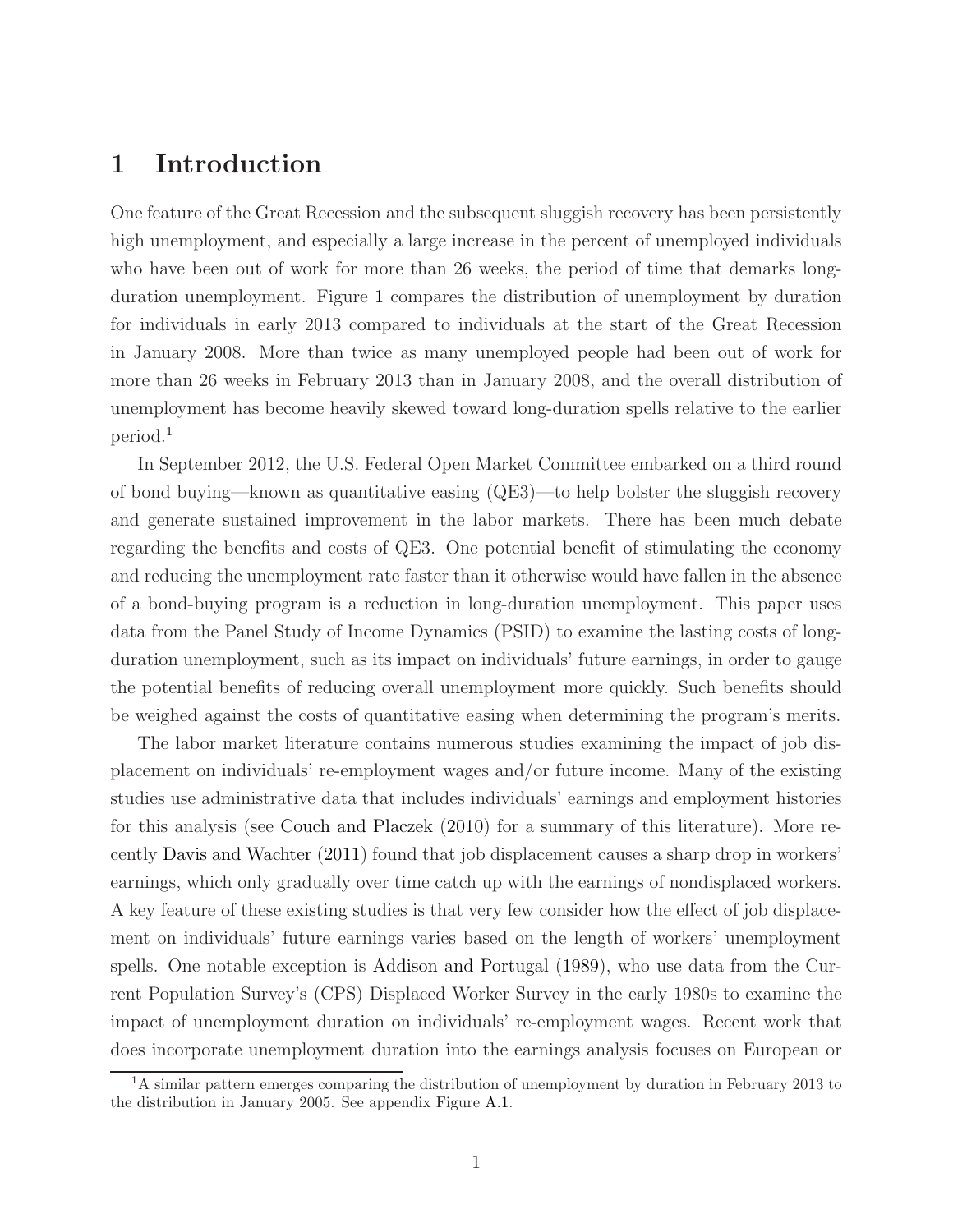# 1 Introduction

One feature of the Great Recession and the subsequent sluggish recovery has been persistently high unemployment, and especially a large increase in the percent of unemployed individuals who have been out of work for more than 26 weeks, the period of time that demarks long-duration unemployment. Figure 1 compares the distribution of unemployment by duration for individuals in early 2013 compared to individuals at the start of the Great Recession in January 2008. More than twice as many unemployed people had been out of work for more than 26 weeks in February 2013 than in January 2008, and the overall distribution of unemployment has become heavily skewed toward long-duration spells relative to the earlier period.[1]

In September 2012, the U.S. Federal Open Market Committee embarked on a third round of bond buying—known as quantitative easing (QE3)—to help bolster the sluggish recovery and generate sustained improvement in the labor markets. There has been much debate regarding the benefits and costs of QE3. One potential benefit of stimulating the economy and reducing the unemployment rate faster than it otherwise would have fallen in the absence of a bond-buying program is a reduction in long-duration unemployment. This paper uses data from the Panel Study of Income Dynamics (PSID) to examine the lasting costs of long-duration unemployment, such as its impact on individuals' future earnings, in order to gauge the potential benefits of reducing overall unemployment more quickly. Such benefits should be weighed against the costs of quantitative easing when determining the program's merits.

The labor market literature contains numerous studies examining the impact of job displacement on individuals' re-employment wages and/or future income. Many of the existing studies use administrative data that includes individuals' earnings and employment histories for this analysis (see Couch and Placzek (2010) for a summary of this literature). More recently Davis and Wachter (2011) found that job displacement causes a sharp drop in workers' earnings, which only gradually over time catch up with the earnings of nondisplaced workers. A key feature of these existing studies is that very few consider how the effect of job displacement on individuals' future earnings varies based on the length of workers' unemployment spells. One notable exception is Addison and Portugal (1989), who use data from the Current Population Survey's (CPS) Displaced Worker Survey in the early 1980s to examine the impact of unemployment duration on individuals' re-employment wages. Recent work that does incorporate unemployment duration into the earnings analysis focuses on European or

[1] A similar pattern emerges comparing the distribution of unemployment by duration in February 2013 to the distribution in January 2005. See appendix Figure A.1.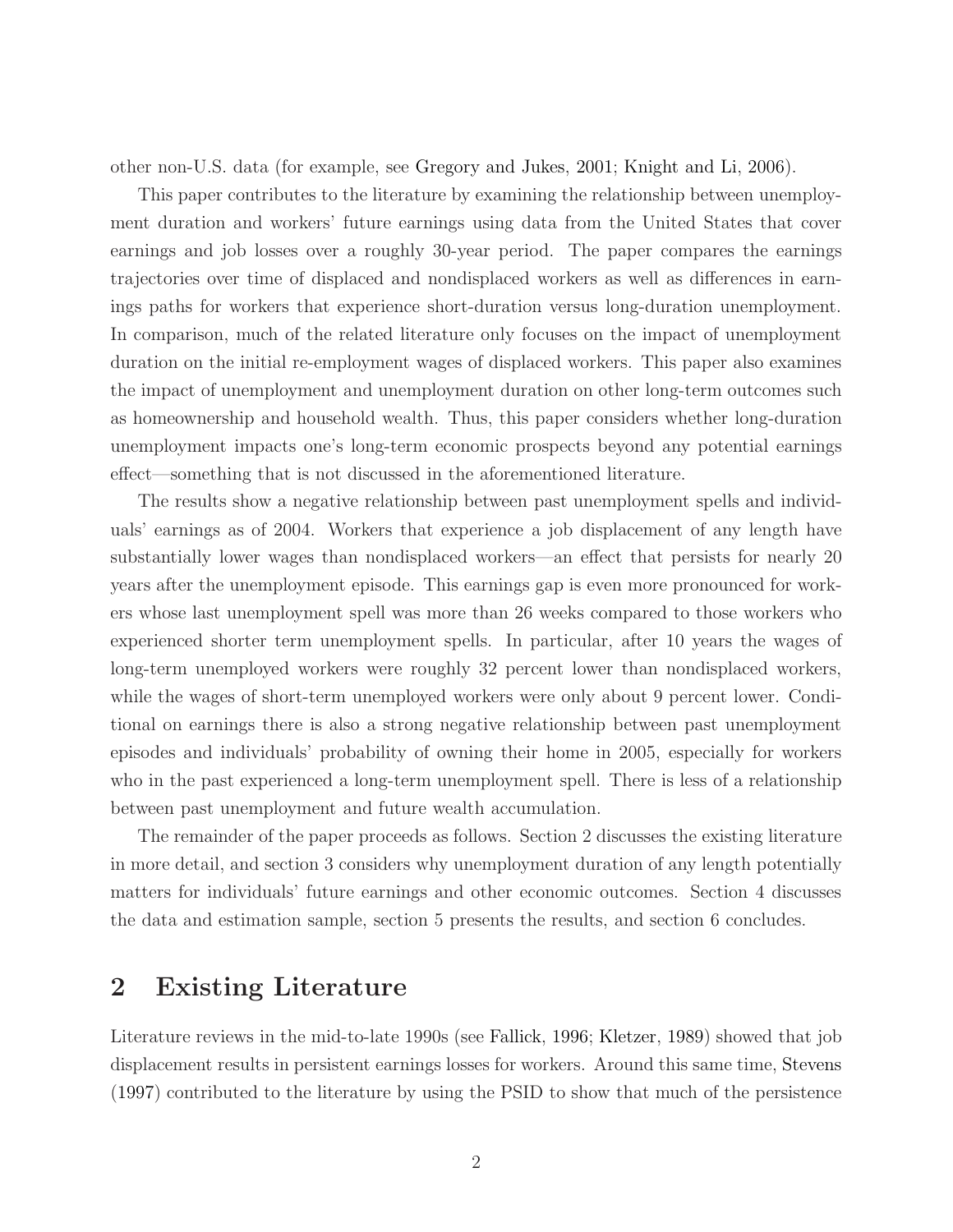other non-U.S. data (for example, see Gregory and Jukes, 2001; Knight and Li, 2006).

This paper contributes to the literature by examining the relationship between unemployment duration and workers' future earnings using data from the United States that cover earnings and job losses over a roughly 30-year period. The paper compares the earnings trajectories over time of displaced and nondisplaced workers as well as differences in earnings paths for workers that experience short-duration versus long-duration unemployment. In comparison, much of the related literature only focuses on the impact of unemployment duration on the initial re-employment wages of displaced workers. This paper also examines the impact of unemployment and unemployment duration on other long-term outcomes such as homeownership and household wealth. Thus, this paper considers whether long-duration unemployment impacts one's long-term economic prospects beyond any potential earnings effect—something that is not discussed in the aforementioned literature.

The results show a negative relationship between past unemployment spells and individuals' earnings as of 2004. Workers that experience a job displacement of any length have substantially lower wages than nondisplaced workers—an effect that persists for nearly 20 years after the unemployment episode. This earnings gap is even more pronounced for workers whose last unemployment spell was more than 26 weeks compared to those workers who experienced shorter term unemployment spells. In particular, after 10 years the wages of long-term unemployed workers were roughly 32 percent lower than nondisplaced workers, while the wages of short-term unemployed workers were only about 9 percent lower. Conditional on earnings there is also a strong negative relationship between past unemployment episodes and individuals' probability of owning their home in 2005, especially for workers who in the past experienced a long-term unemployment spell. There is less of a relationship between past unemployment and future wealth accumulation.

The remainder of the paper proceeds as follows. Section 2 discusses the existing literature in more detail, and section 3 considers why unemployment duration of any length potentially matters for individuals' future earnings and other economic outcomes. Section 4 discusses the data and estimation sample, section 5 presents the results, and section 6 concludes.

# 2 Existing Literature

Literature reviews in the mid-to-late 1990s (see Fallick, 1996; Kletzer, 1989) showed that job displacement results in persistent earnings losses for workers. Around this same time, Stevens (1997) contributed to the literature by using the PSID to show that much of the persistence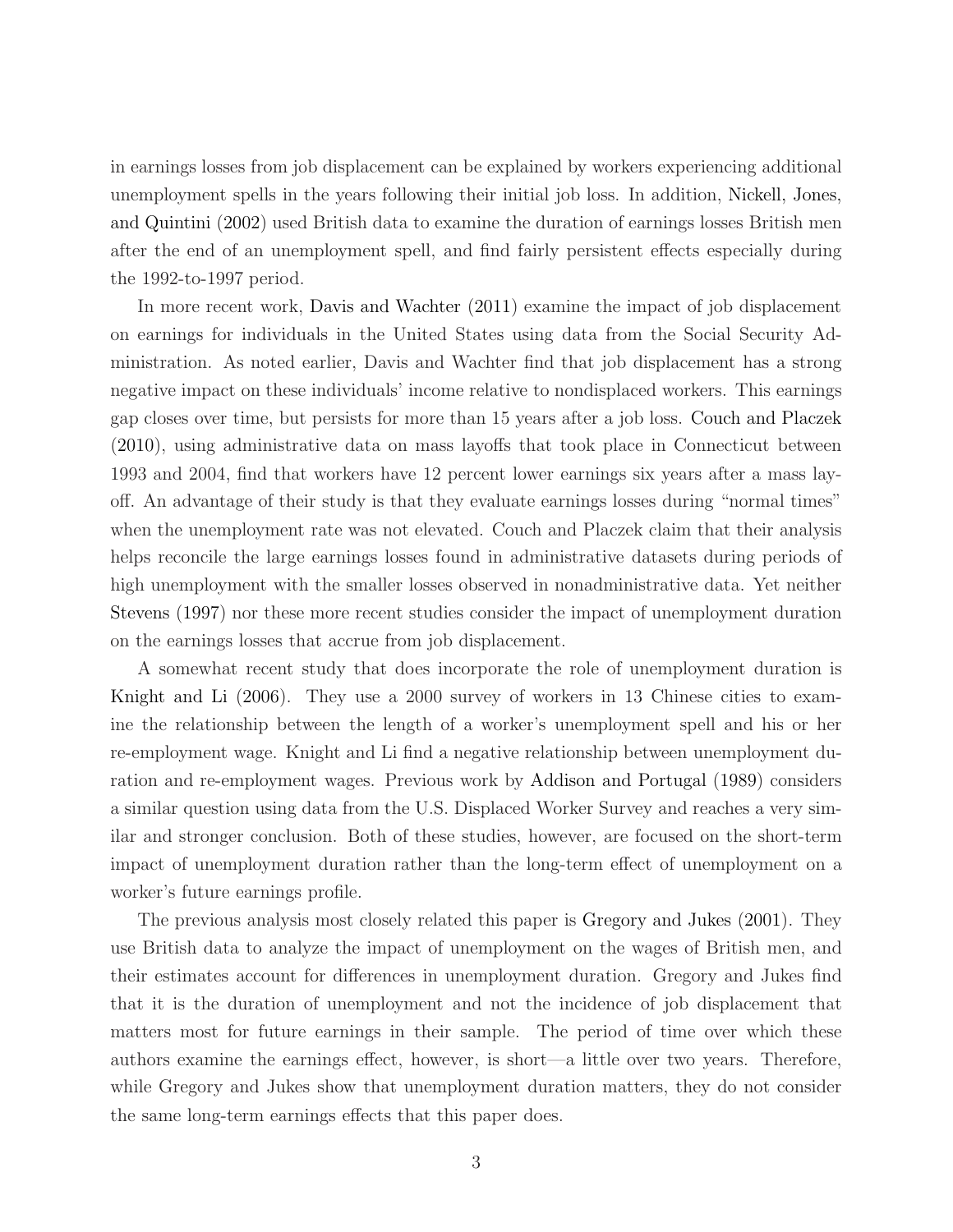in earnings losses from job displacement can be explained by workers experiencing additional unemployment spells in the years following their initial job loss. In addition, Nickell, Jones, and Quintini (2002) used British data to examine the duration of earnings losses British men after the end of an unemployment spell, and find fairly persistent effects especially during the 1992-to-1997 period.

In more recent work, Davis and Wachter (2011) examine the impact of job displacement on earnings for individuals in the United States using data from the Social Security Administration. As noted earlier, Davis and Wachter find that job displacement has a strong negative impact on these individuals' income relative to nondisplaced workers. This earnings gap closes over time, but persists for more than 15 years after a job loss. Couch and Placzek (2010), using administrative data on mass layoffs that took place in Connecticut between 1993 and 2004, find that workers have 12 percent lower earnings six years after a mass layoff. An advantage of their study is that they evaluate earnings losses during "normal times" when the unemployment rate was not elevated. Couch and Placzek claim that their analysis helps reconcile the large earnings losses found in administrative datasets during periods of high unemployment with the smaller losses observed in nonadministrative data. Yet neither Stevens (1997) nor these more recent studies consider the impact of unemployment duration on the earnings losses that accrue from job displacement.

A somewhat recent study that does incorporate the role of unemployment duration is Knight and Li (2006). They use a 2000 survey of workers in 13 Chinese cities to examine the relationship between the length of a worker's unemployment spell and his or her re-employment wage. Knight and Li find a negative relationship between unemployment duration and re-employment wages. Previous work by Addison and Portugal (1989) considers a similar question using data from the U.S. Displaced Worker Survey and reaches a very similar and stronger conclusion. Both of these studies, however, are focused on the short-term impact of unemployment duration rather than the long-term effect of unemployment on a worker's future earnings profile.

The previous analysis most closely related this paper is Gregory and Jukes (2001). They use British data to analyze the impact of unemployment on the wages of British men, and their estimates account for differences in unemployment duration. Gregory and Jukes find that it is the duration of unemployment and not the incidence of job displacement that matters most for future earnings in their sample. The period of time over which these authors examine the earnings effect, however, is short—a little over two years. Therefore, while Gregory and Jukes show that unemployment duration matters, they do not consider the same long-term earnings effects that this paper does.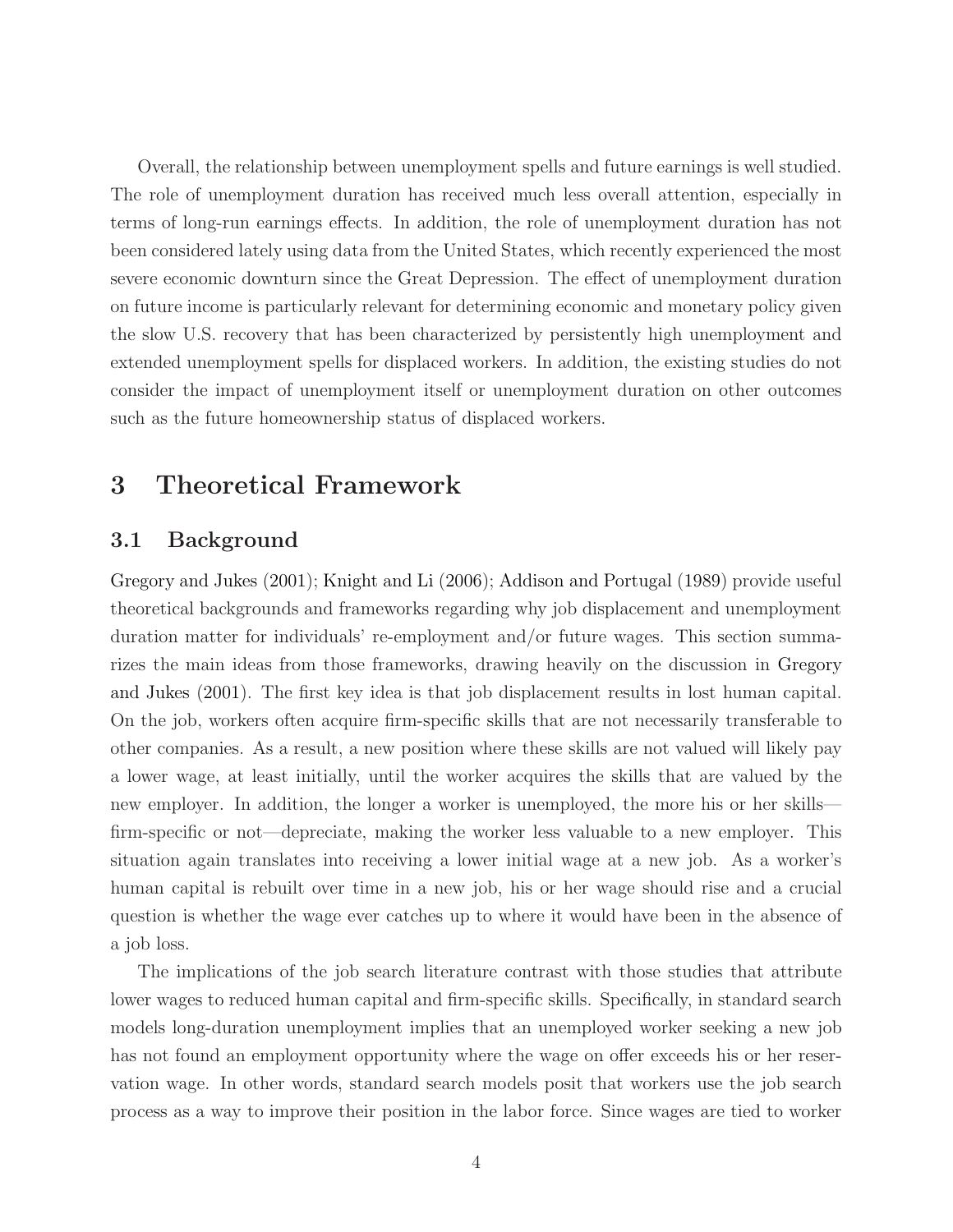Overall, the relationship between unemployment spells and future earnings is well studied. The role of unemployment duration has received much less overall attention, especially in terms of long-run earnings effects. In addition, the role of unemployment duration has not been considered lately using data from the United States, which recently experienced the most severe economic downturn since the Great Depression. The effect of unemployment duration on future income is particularly relevant for determining economic and monetary policy given the slow U.S. recovery that has been characterized by persistently high unemployment and extended unemployment spells for displaced workers. In addition, the existing studies do not consider the impact of unemployment itself or unemployment duration on other outcomes such as the future homeownership status of displaced workers.

# 3 Theoretical Framework

## 3.1 Background

Gregory and Jukes (2001); Knight and Li (2006); Addison and Portugal (1989) provide useful theoretical backgrounds and frameworks regarding why job displacement and unemployment duration matter for individuals' re-employment and/or future wages. This section summarizes the main ideas from those frameworks, drawing heavily on the discussion in Gregory and Jukes (2001). The first key idea is that job displacement results in lost human capital. On the job, workers often acquire firm-specific skills that are not necessarily transferable to other companies. As a result, a new position where these skills are not valued will likely pay a lower wage, at least initially, until the worker acquires the skills that are valued by the new employer. In addition, the longer a worker is unemployed, the more his or her skills—firm-specific or not—depreciate, making the worker less valuable to a new employer. This situation again translates into receiving a lower initial wage at a new job. As a worker's human capital is rebuilt over time in a new job, his or her wage should rise and a crucial question is whether the wage ever catches up to where it would have been in the absence of a job loss.

The implications of the job search literature contrast with those studies that attribute lower wages to reduced human capital and firm-specific skills. Specifically, in standard search models long-duration unemployment implies that an unemployed worker seeking a new job has not found an employment opportunity where the wage on offer exceeds his or her reservation wage. In other words, standard search models posit that workers use the job search process as a way to improve their position in the labor force. Since wages are tied to worker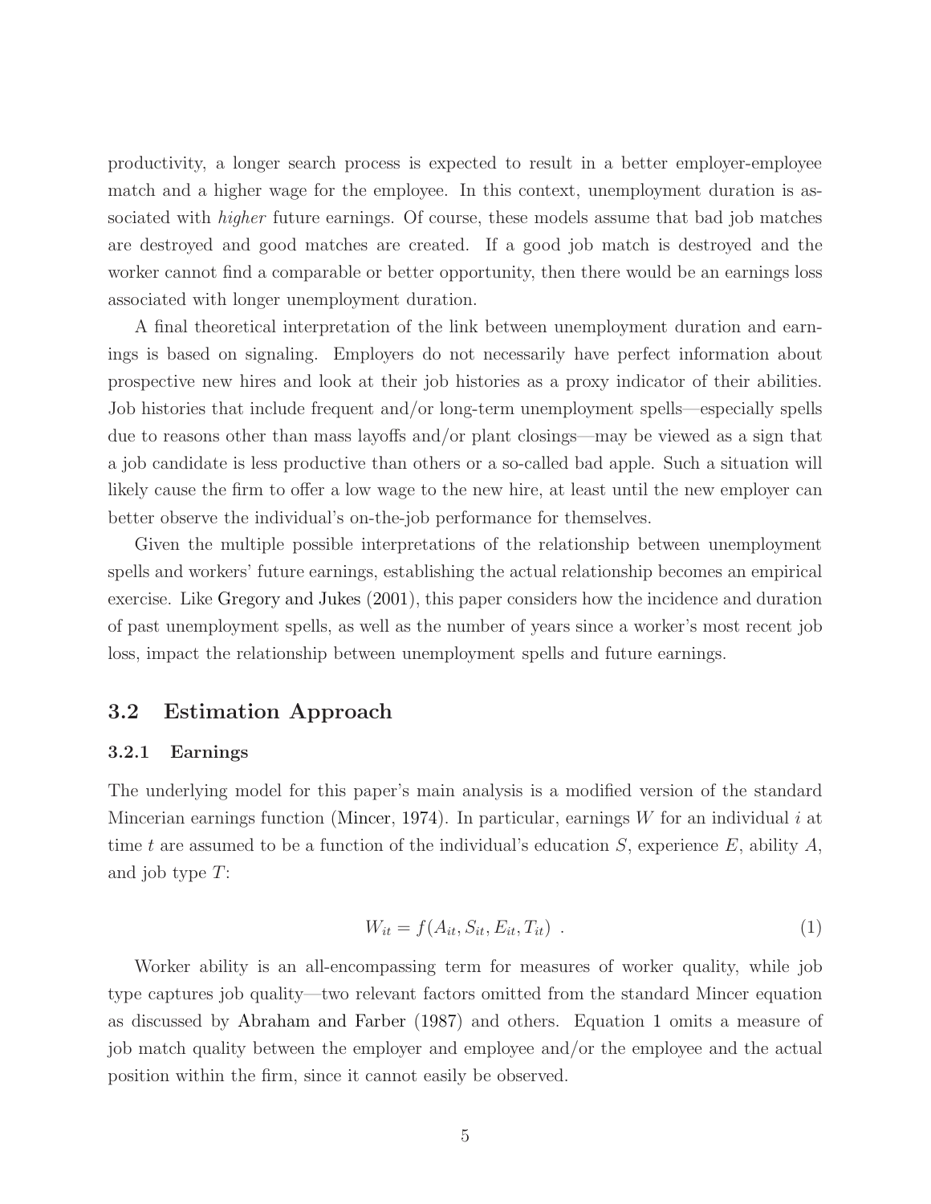productivity, a longer search process is expected to result in a better employer-employee match and a higher wage for the employee. In this context, unemployment duration is associated with *higher* future earnings. Of course, these models assume that bad job matches are destroyed and good matches are created. If a good job match is destroyed and the worker cannot find a comparable or better opportunity, then there would be an earnings loss associated with longer unemployment duration.

A final theoretical interpretation of the link between unemployment duration and earnings is based on signaling. Employers do not necessarily have perfect information about prospective new hires and look at their job histories as a proxy indicator of their abilities. Job histories that include frequent and/or long-term unemployment spells—especially spells due to reasons other than mass layoffs and/or plant closings—may be viewed as a sign that a job candidate is less productive than others or a so-called bad apple. Such a situation will likely cause the firm to offer a low wage to the new hire, at least until the new employer can better observe the individual's on-the-job performance for themselves.

Given the multiple possible interpretations of the relationship between unemployment spells and workers' future earnings, establishing the actual relationship becomes an empirical exercise. Like Gregory and Jukes (2001), this paper considers how the incidence and duration of past unemployment spells, as well as the number of years since a worker's most recent job loss, impact the relationship between unemployment spells and future earnings.

## 3.2 Estimation Approach

### 3.2.1 Earnings

The underlying model for this paper's main analysis is a modified version of the standard Mincerian earnings function (Mincer, 1974). In particular, earnings $W$ for an individual $i$ at time $t$ are assumed to be a function of the individual's education $S$, experience $E$, ability $A$, and job type $T$:

$$W_{it} = f(A_{it}, S_{it}, E_{it}, T_{it}) \ . \tag{1}$$

Worker ability is an all-encompassing term for measures of worker quality, while job type captures job quality—two relevant factors omitted from the standard Mincer equation as discussed by Abraham and Farber (1987) and others. Equation 1 omits a measure of job match quality between the employer and employee and/or the employee and the actual position within the firm, since it cannot easily be observed.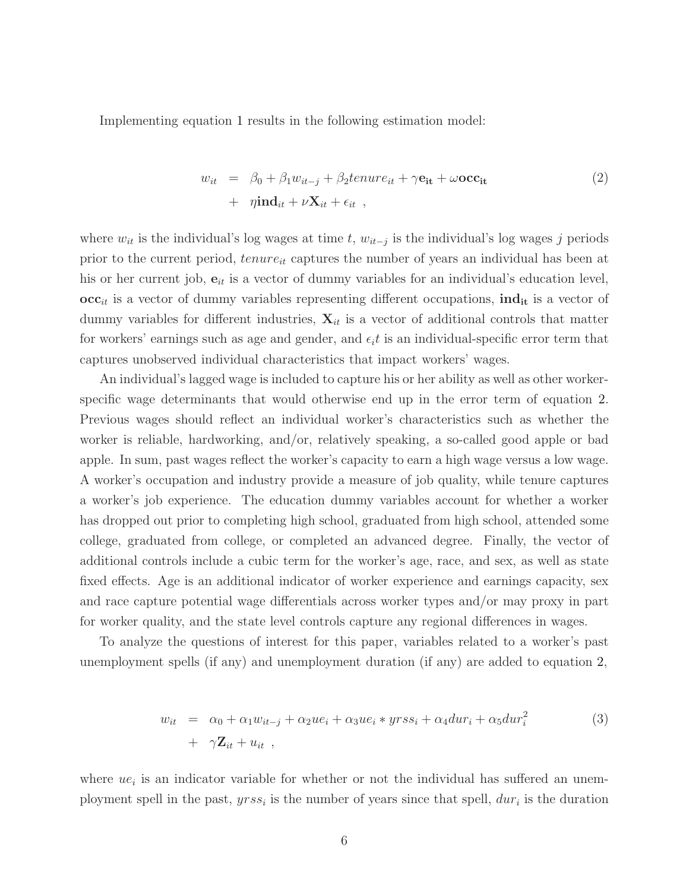Implementing equation 1 results in the following estimation model:

$$
\begin{aligned}
w_{it} &= \beta_0 + \beta_1 w_{it-j} + \beta_2 tenure_{it} + \gamma \mathbf{e_{it}} + \omega \mathbf{occ_{it}} \\
&+ \eta \mathbf{ind}_{it} + \nu \mathbf{X}_{it} + \epsilon_{it} \ ,
\end{aligned} \tag{2}
$$

where $w_{it}$ is the individual's log wages at time $t$, $w_{it-j}$ is the individual's log wages $j$ periods prior to the current period, $tenure_{it}$ captures the number of years an individual has been at his or her current job, $\mathbf{e}_{it}$ is a vector of dummy variables for an individual's education level, $\mathbf{occ}_{it}$ is a vector of dummy variables representing different occupations, $\mathbf{ind_{it}}$ is a vector of dummy variables for different industries, $\mathbf{X}_{it}$ is a vector of additional controls that matter for workers' earnings such as age and gender, and $\epsilon_i t$ is an individual-specific error term that captures unobserved individual characteristics that impact workers' wages.

An individual's lagged wage is included to capture his or her ability as well as other worker-specific wage determinants that would otherwise end up in the error term of equation 2. Previous wages should reflect an individual worker's characteristics such as whether the worker is reliable, hardworking, and/or, relatively speaking, a so-called good apple or bad apple. In sum, past wages reflect the worker's capacity to earn a high wage versus a low wage. A worker's occupation and industry provide a measure of job quality, while tenure captures a worker's job experience. The education dummy variables account for whether a worker has dropped out prior to completing high school, graduated from high school, attended some college, graduated from college, or completed an advanced degree. Finally, the vector of additional controls include a cubic term for the worker's age, race, and sex, as well as state fixed effects. Age is an additional indicator of worker experience and earnings capacity, sex and race capture potential wage differentials across worker types and/or may proxy in part for worker quality, and the state level controls capture any regional differences in wages.

To analyze the questions of interest for this paper, variables related to a worker's past unemployment spells (if any) and unemployment duration (if any) are added to equation 2,

$$
\begin{aligned}
w_{it} &= \alpha_0 + \alpha_1 w_{it-j} + \alpha_2 ue_i + \alpha_3 ue_i * yrss_i + \alpha_4 dur_i + \alpha_5 dur_i^2 \\
&+ \gamma \mathbf{Z}_{it} + u_{it} \ ,
\end{aligned} \tag{3}
$$

where $ue_i$ is an indicator variable for whether or not the individual has suffered an unemployment spell in the past, $yrss_i$ is the number of years since that spell, $dur_i$ is the duration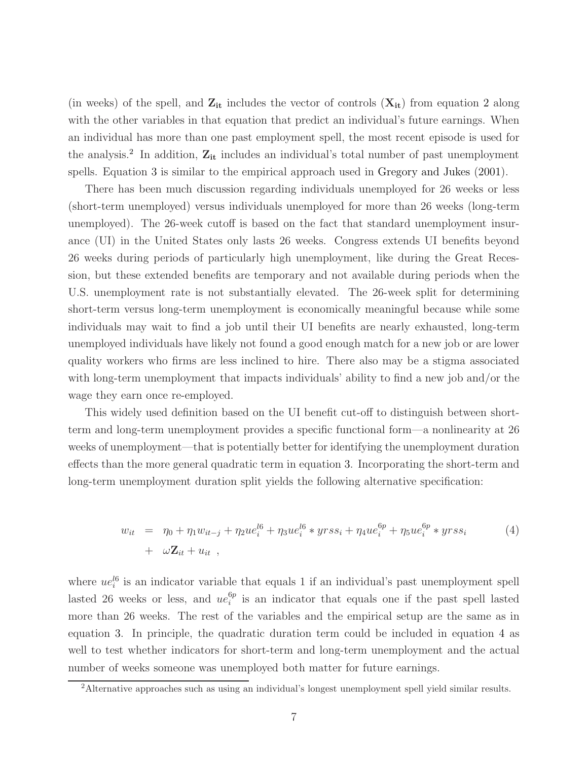(in weeks) of the spell, and $\mathbf{Z_{it}}$ includes the vector of controls ($\mathbf{X_{it}}$) from equation 2 along with the other variables in that equation that predict an individual's future earnings. When an individual has more than one past employment spell, the most recent episode is used for the analysis.[2] In addition, $\mathbf{Z_{it}}$ includes an individual's total number of past unemployment spells. Equation 3 is similar to the empirical approach used in Gregory and Jukes (2001).

There has been much discussion regarding individuals unemployed for 26 weeks or less (short-term unemployed) versus individuals unemployed for more than 26 weeks (long-term unemployed). The 26-week cutoff is based on the fact that standard unemployment insurance (UI) in the United States only lasts 26 weeks. Congress extends UI benefits beyond 26 weeks during periods of particularly high unemployment, like during the Great Recession, but these extended benefits are temporary and not available during periods when the U.S. unemployment rate is not substantially elevated. The 26-week split for determining short-term versus long-term unemployment is economically meaningful because while some individuals may wait to find a job until their UI benefits are nearly exhausted, long-term unemployed individuals have likely not found a good enough match for a new job or are lower quality workers who firms are less inclined to hire. There also may be a stigma associated with long-term unemployment that impacts individuals' ability to find a new job and/or the wage they earn once re-employed.

This widely used definition based on the UI benefit cut-off to distinguish between short-term and long-term unemployment provides a specific functional form—a nonlinearity at 26 weeks of unemployment—that is potentially better for identifying the unemployment duration effects than the more general quadratic term in equation 3. Incorporating the short-term and long-term unemployment duration split yields the following alternative specification:

$$\begin{aligned} w_{it} &= \eta_0 + \eta_1 w_{it-j} + \eta_2 ue_i^{l6} + \eta_3 ue_i^{l6} * yrss_i + \eta_4 ue_i^{6p} + \eta_5 ue_i^{6p} * yrss_i \\ &+ \omega \mathbf{Z}_{it} + u_{it} \ , \end{aligned} \tag{4}$$

where $ue_i^{l6}$ is an indicator variable that equals 1 if an individual's past unemployment spell lasted 26 weeks or less, and $ue_i^{6p}$ is an indicator that equals one if the past spell lasted more than 26 weeks. The rest of the variables and the empirical setup are the same as in equation 3. In principle, the quadratic duration term could be included in equation 4 as well to test whether indicators for short-term and long-term unemployment and the actual number of weeks someone was unemployed both matter for future earnings.

[2]Alternative approaches such as using an individual's longest unemployment spell yield similar results.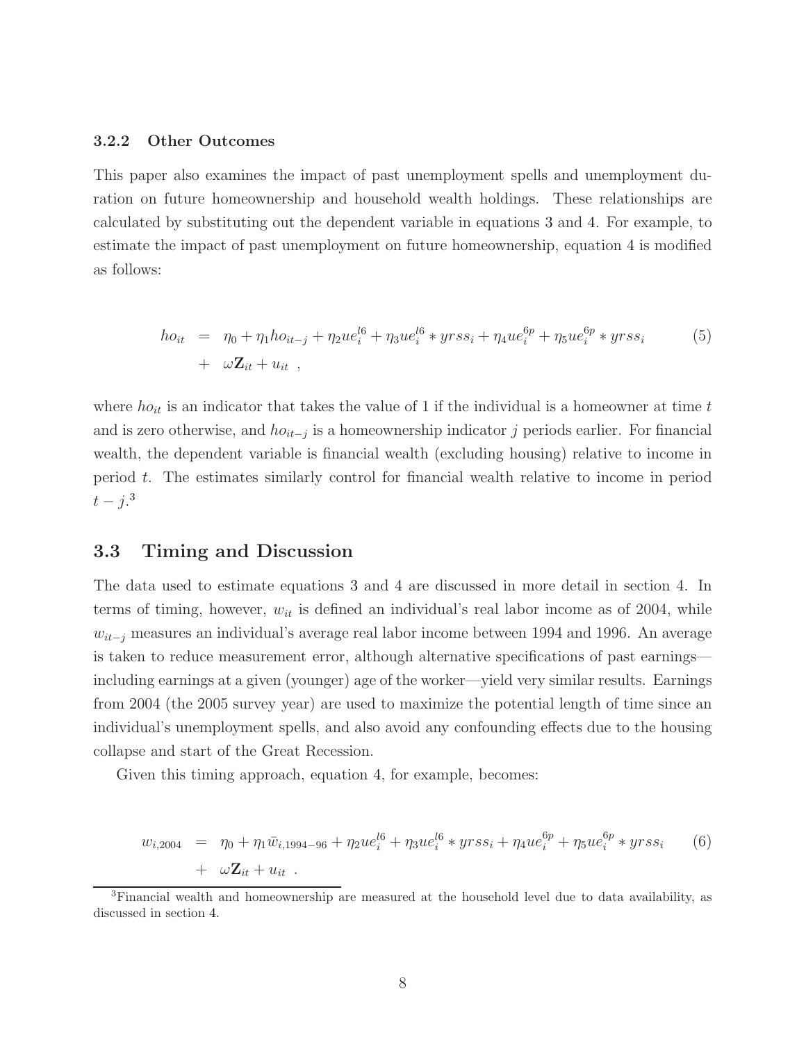### 3.2.2 Other Outcomes

This paper also examines the impact of past unemployment spells and unemployment duration on future homeownership and household wealth holdings. These relationships are calculated by substituting out the dependent variable in equations 3 and 4. For example, to estimate the impact of past unemployment on future homeownership, equation 4 is modified as follows:

$$
\begin{aligned}
ho_{it} &= \eta_0 + \eta_1 ho_{it-j} + \eta_2 ue_i^{l6} + \eta_3 ue_i^{l6} * yrss_i + \eta_4 ue_i^{6p} + \eta_5 ue_i^{6p} * yrss_i \\
&+ \omega \mathbf{Z}_{it} + u_{it} \ ,
\end{aligned} \tag{5}
$$

where $ho_{it}$ is an indicator that takes the value of 1 if the individual is a homeowner at time $t$ and is zero otherwise, and $ho_{it-j}$ is a homeownership indicator $j$ periods earlier. For financial wealth, the dependent variable is financial wealth (excluding housing) relative to income in period $t$. The estimates similarly control for financial wealth relative to income in period $t-j$.[3]

## 3.3 Timing and Discussion

The data used to estimate equations 3 and 4 are discussed in more detail in section 4. In terms of timing, however, $w_{it}$ is defined an individual's real labor income as of 2004, while $w_{it-j}$ measures an individual's average real labor income between 1994 and 1996. An average is taken to reduce measurement error, although alternative specifications of past earnings—including earnings at a given (younger) age of the worker—yield very similar results. Earnings from 2004 (the 2005 survey year) are used to maximize the potential length of time since an individual's unemployment spells, and also avoid any confounding effects due to the housing collapse and start of the Great Recession.

Given this timing approach, equation 4, for example, becomes:

$$
\begin{aligned}
w_{i,2004} &= \eta_0 + \eta_1 \bar{w}_{i,1994-96} + \eta_2 ue_i^{l6} + \eta_3 ue_i^{l6} * yrss_i + \eta_4 ue_i^{6p} + \eta_5 ue_i^{6p} * yrss_i \\
&+ \omega \mathbf{Z}_{it} + u_{it} \ .
\end{aligned} \tag{6}
$$

[3] Financial wealth and homeownership are measured at the household level due to data availability, as discussed in section 4.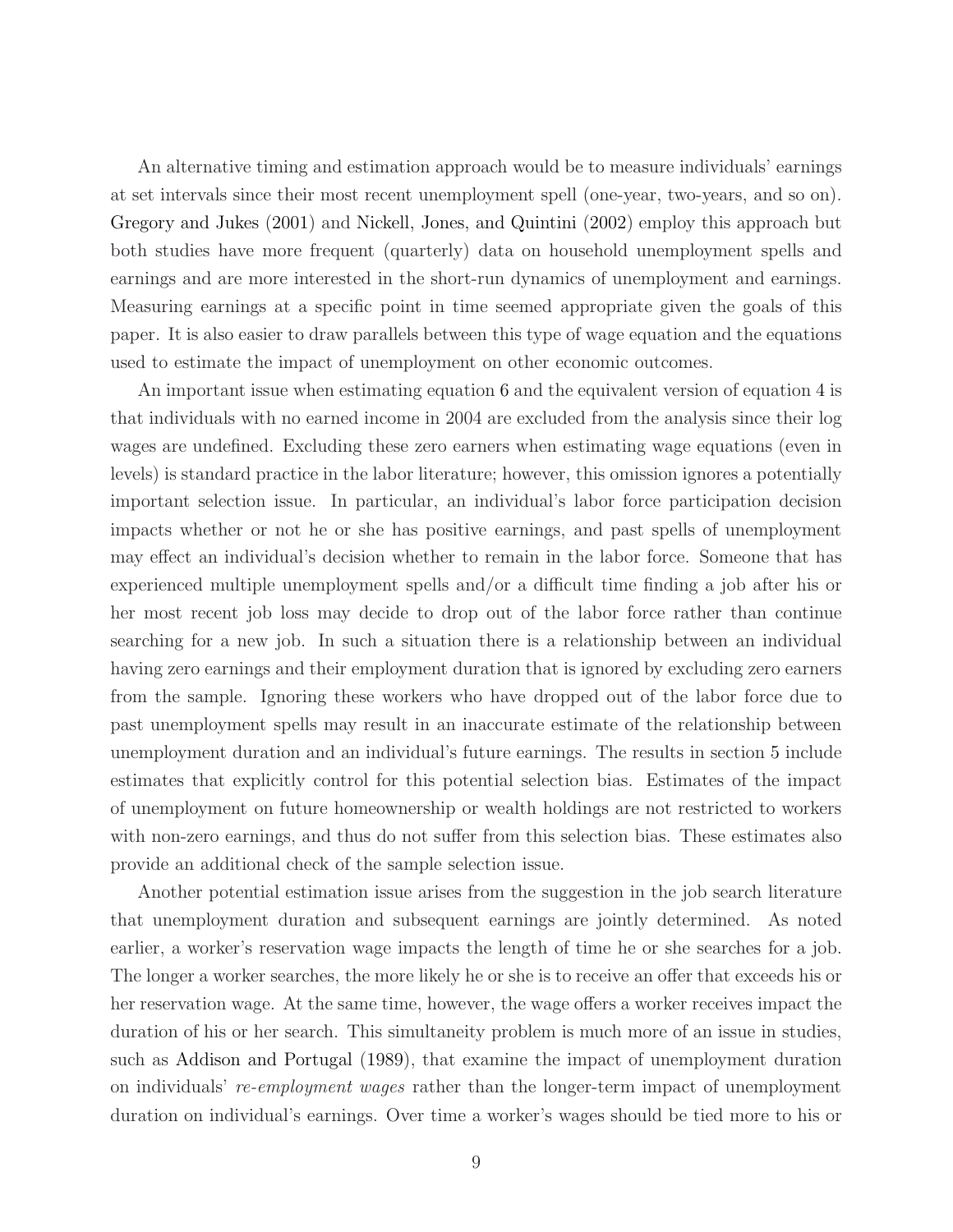An alternative timing and estimation approach would be to measure individuals' earnings at set intervals since their most recent unemployment spell (one-year, two-years, and so on). Gregory and Jukes (2001) and Nickell, Jones, and Quintini (2002) employ this approach but both studies have more frequent (quarterly) data on household unemployment spells and earnings and are more interested in the short-run dynamics of unemployment and earnings. Measuring earnings at a specific point in time seemed appropriate given the goals of this paper. It is also easier to draw parallels between this type of wage equation and the equations used to estimate the impact of unemployment on other economic outcomes.

An important issue when estimating equation 6 and the equivalent version of equation 4 is that individuals with no earned income in 2004 are excluded from the analysis since their log wages are undefined. Excluding these zero earners when estimating wage equations (even in levels) is standard practice in the labor literature; however, this omission ignores a potentially important selection issue. In particular, an individual's labor force participation decision impacts whether or not he or she has positive earnings, and past spells of unemployment may effect an individual's decision whether to remain in the labor force. Someone that has experienced multiple unemployment spells and/or a difficult time finding a job after his or her most recent job loss may decide to drop out of the labor force rather than continue searching for a new job. In such a situation there is a relationship between an individual having zero earnings and their employment duration that is ignored by excluding zero earners from the sample. Ignoring these workers who have dropped out of the labor force due to past unemployment spells may result in an inaccurate estimate of the relationship between unemployment duration and an individual's future earnings. The results in section 5 include estimates that explicitly control for this potential selection bias. Estimates of the impact of unemployment on future homeownership or wealth holdings are not restricted to workers with non-zero earnings, and thus do not suffer from this selection bias. These estimates also provide an additional check of the sample selection issue.

Another potential estimation issue arises from the suggestion in the job search literature that unemployment duration and subsequent earnings are jointly determined. As noted earlier, a worker's reservation wage impacts the length of time he or she searches for a job. The longer a worker searches, the more likely he or she is to receive an offer that exceeds his or her reservation wage. At the same time, however, the wage offers a worker receives impact the duration of his or her search. This simultaneity problem is much more of an issue in studies, such as Addison and Portugal (1989), that examine the impact of unemployment duration on individuals' *re-employment wages* rather than the longer-term impact of unemployment duration on individual's earnings. Over time a worker's wages should be tied more to his or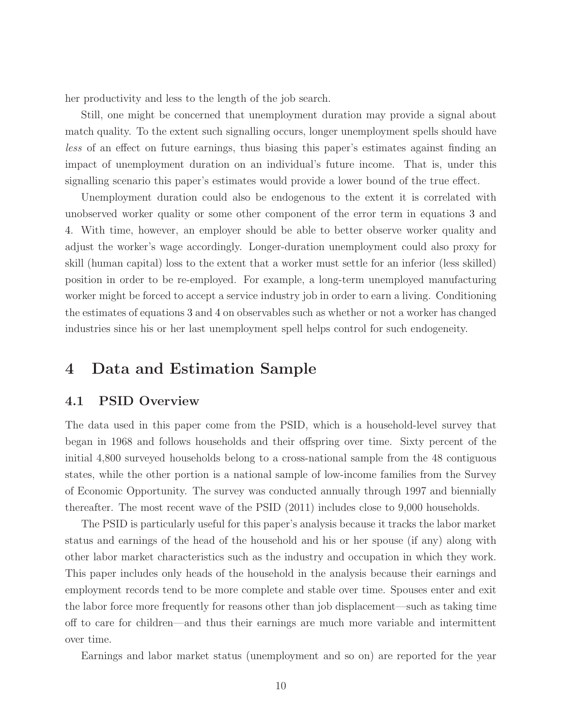her productivity and less to the length of the job search.

Still, one might be concerned that unemployment duration may provide a signal about match quality. To the extent such signalling occurs, longer unemployment spells should have *less* of an effect on future earnings, thus biasing this paper's estimates against finding an impact of unemployment duration on an individual's future income. That is, under this signalling scenario this paper's estimates would provide a lower bound of the true effect.

Unemployment duration could also be endogenous to the extent it is correlated with unobserved worker quality or some other component of the error term in equations 3 and 4. With time, however, an employer should be able to better observe worker quality and adjust the worker's wage accordingly. Longer-duration unemployment could also proxy for skill (human capital) loss to the extent that a worker must settle for an inferior (less skilled) position in order to be re-employed. For example, a long-term unemployed manufacturing worker might be forced to accept a service industry job in order to earn a living. Conditioning the estimates of equations 3 and 4 on observables such as whether or not a worker has changed industries since his or her last unemployment spell helps control for such endogeneity.

# 4 Data and Estimation Sample

## 4.1 PSID Overview

The data used in this paper come from the PSID, which is a household-level survey that began in 1968 and follows households and their offspring over time. Sixty percent of the initial 4,800 surveyed households belong to a cross-national sample from the 48 contiguous states, while the other portion is a national sample of low-income families from the Survey of Economic Opportunity. The survey was conducted annually through 1997 and biennially thereafter. The most recent wave of the PSID (2011) includes close to 9,000 households.

The PSID is particularly useful for this paper's analysis because it tracks the labor market status and earnings of the head of the household and his or her spouse (if any) along with other labor market characteristics such as the industry and occupation in which they work. This paper includes only heads of the household in the analysis because their earnings and employment records tend to be more complete and stable over time. Spouses enter and exit the labor force more frequently for reasons other than job displacement—such as taking time off to care for children—and thus their earnings are much more variable and intermittent over time.

Earnings and labor market status (unemployment and so on) are reported for the year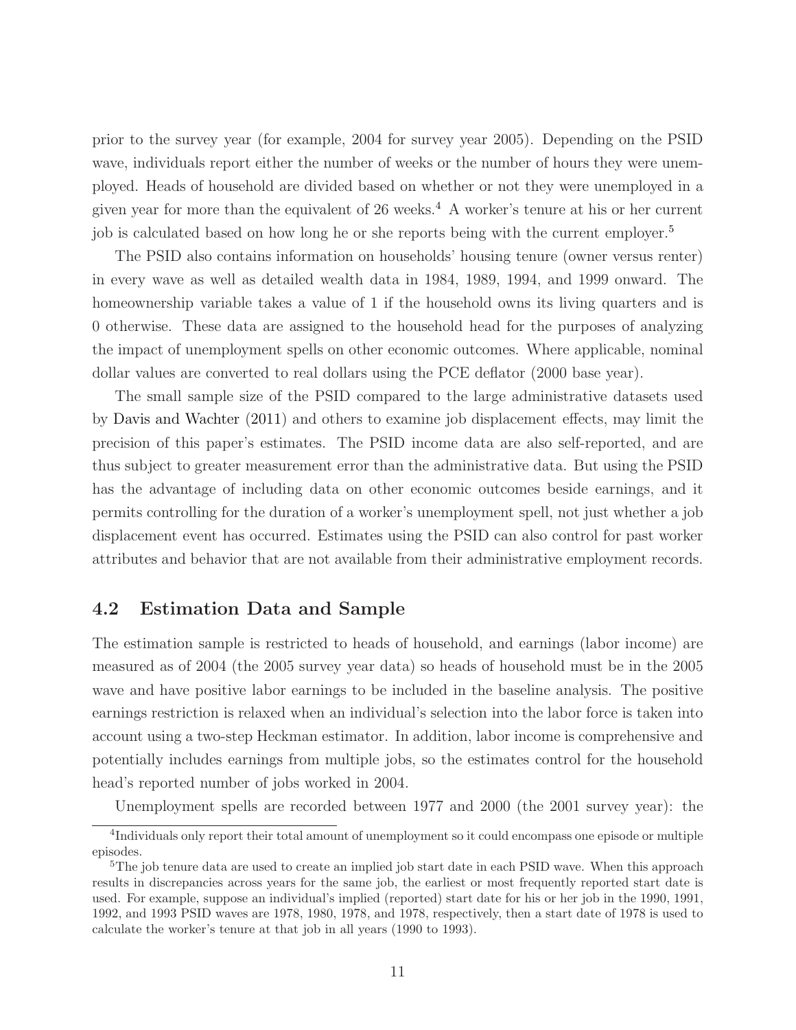prior to the survey year (for example, 2004 for survey year 2005). Depending on the PSID wave, individuals report either the number of weeks or the number of hours they were unemployed. Heads of household are divided based on whether or not they were unemployed in a given year for more than the equivalent of 26 weeks.[4] A worker's tenure at his or her current job is calculated based on how long he or she reports being with the current employer.[5]

The PSID also contains information on households' housing tenure (owner versus renter) in every wave as well as detailed wealth data in 1984, 1989, 1994, and 1999 onward. The homeownership variable takes a value of 1 if the household owns its living quarters and is 0 otherwise. These data are assigned to the household head for the purposes of analyzing the impact of unemployment spells on other economic outcomes. Where applicable, nominal dollar values are converted to real dollars using the PCE deflator (2000 base year).

The small sample size of the PSID compared to the large administrative datasets used by Davis and Wachter (2011) and others to examine job displacement effects, may limit the precision of this paper's estimates. The PSID income data are also self-reported, and are thus subject to greater measurement error than the administrative data. But using the PSID has the advantage of including data on other economic outcomes beside earnings, and it permits controlling for the duration of a worker's unemployment spell, not just whether a job displacement event has occurred. Estimates using the PSID can also control for past worker attributes and behavior that are not available from their administrative employment records.

## 4.2 Estimation Data and Sample

The estimation sample is restricted to heads of household, and earnings (labor income) are measured as of 2004 (the 2005 survey year data) so heads of household must be in the 2005 wave and have positive labor earnings to be included in the baseline analysis. The positive earnings restriction is relaxed when an individual's selection into the labor force is taken into account using a two-step Heckman estimator. In addition, labor income is comprehensive and potentially includes earnings from multiple jobs, so the estimates control for the household head's reported number of jobs worked in 2004.

Unemployment spells are recorded between 1977 and 2000 (the 2001 survey year): the

[4] Individuals only report their total amount of unemployment so it could encompass one episode or multiple episodes.

[5] The job tenure data are used to create an implied job start date in each PSID wave. When this approach results in discrepancies across years for the same job, the earliest or most frequently reported start date is used. For example, suppose an individual's implied (reported) start date for his or her job in the 1990, 1991, 1992, and 1993 PSID waves are 1978, 1980, 1978, and 1978, respectively, then a start date of 1978 is used to calculate the worker's tenure at that job in all years (1990 to 1993).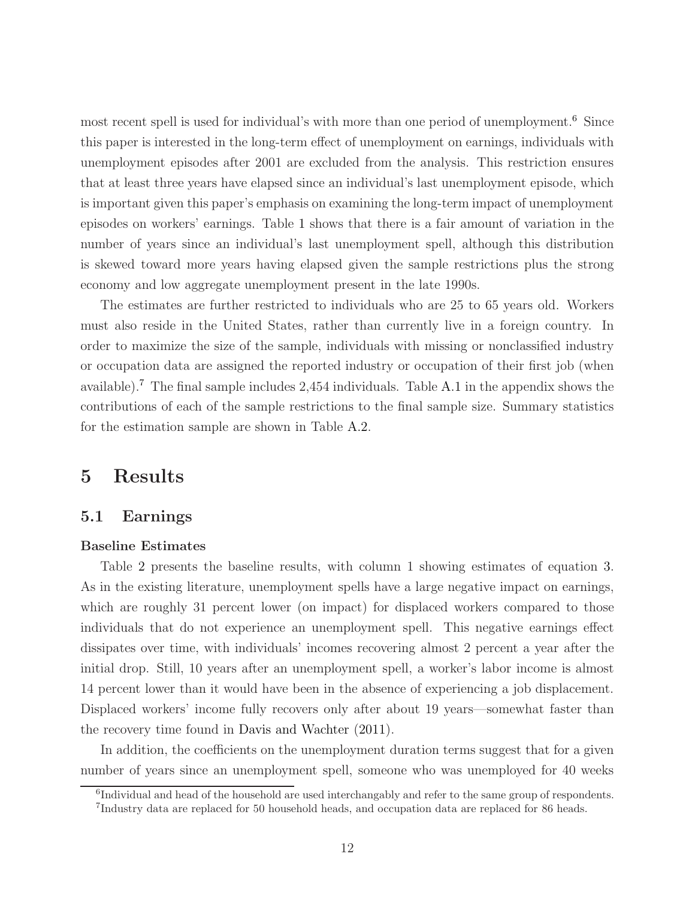most recent spell is used for individual's with more than one period of unemployment.[6] Since this paper is interested in the long-term effect of unemployment on earnings, individuals with unemployment episodes after 2001 are excluded from the analysis. This restriction ensures that at least three years have elapsed since an individual's last unemployment episode, which is important given this paper's emphasis on examining the long-term impact of unemployment episodes on workers' earnings. Table 1 shows that there is a fair amount of variation in the number of years since an individual's last unemployment spell, although this distribution is skewed toward more years having elapsed given the sample restrictions plus the strong economy and low aggregate unemployment present in the late 1990s.

The estimates are further restricted to individuals who are 25 to 65 years old. Workers must also reside in the United States, rather than currently live in a foreign country. In order to maximize the size of the sample, individuals with missing or nonclassified industry or occupation data are assigned the reported industry or occupation of their first job (when available).[7] The final sample includes 2,454 individuals. Table A.1 in the appendix shows the contributions of each of the sample restrictions to the final sample size. Summary statistics for the estimation sample are shown in Table A.2.

# 5 Results

## 5.1 Earnings

**Baseline Estimates**

Table 2 presents the baseline results, with column 1 showing estimates of equation 3. As in the existing literature, unemployment spells have a large negative impact on earnings, which are roughly 31 percent lower (on impact) for displaced workers compared to those individuals that do not experience an unemployment spell. This negative earnings effect dissipates over time, with individuals' incomes recovering almost 2 percent a year after the initial drop. Still, 10 years after an unemployment spell, a worker's labor income is almost 14 percent lower than it would have been in the absence of experiencing a job displacement. Displaced workers' income fully recovers only after about 19 years—somewhat faster than the recovery time found in Davis and Wachter (2011).

In addition, the coefficients on the unemployment duration terms suggest that for a given number of years since an unemployment spell, someone who was unemployed for 40 weeks

[6] Individual and head of the household are used interchangably and refer to the same group of respondents.

[7] Industry data are replaced for 50 household heads, and occupation data are replaced for 86 heads.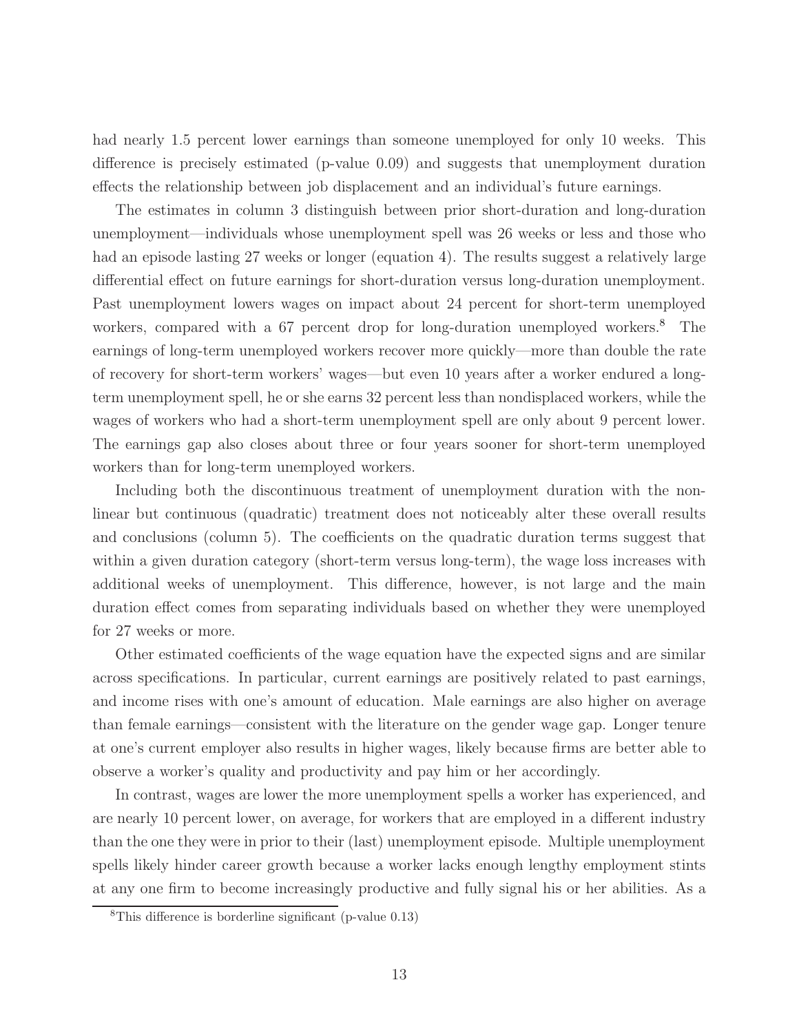had nearly 1.5 percent lower earnings than someone unemployed for only 10 weeks. This difference is precisely estimated (p-value 0.09) and suggests that unemployment duration effects the relationship between job displacement and an individual's future earnings.

The estimates in column 3 distinguish between prior short-duration and long-duration unemployment—individuals whose unemployment spell was 26 weeks or less and those who had an episode lasting 27 weeks or longer (equation 4). The results suggest a relatively large differential effect on future earnings for short-duration versus long-duration unemployment. Past unemployment lowers wages on impact about 24 percent for short-term unemployed workers, compared with a 67 percent drop for long-duration unemployed workers.[8] The earnings of long-term unemployed workers recover more quickly—more than double the rate of recovery for short-term workers' wages—but even 10 years after a worker endured a long-term unemployment spell, he or she earns 32 percent less than nondisplaced workers, while the wages of workers who had a short-term unemployment spell are only about 9 percent lower. The earnings gap also closes about three or four years sooner for short-term unemployed workers than for long-term unemployed workers.

Including both the discontinuous treatment of unemployment duration with the non-linear but continuous (quadratic) treatment does not noticeably alter these overall results and conclusions (column 5). The coefficients on the quadratic duration terms suggest that within a given duration category (short-term versus long-term), the wage loss increases with additional weeks of unemployment. This difference, however, is not large and the main duration effect comes from separating individuals based on whether they were unemployed for 27 weeks or more.

Other estimated coefficients of the wage equation have the expected signs and are similar across specifications. In particular, current earnings are positively related to past earnings, and income rises with one's amount of education. Male earnings are also higher on average than female earnings—consistent with the literature on the gender wage gap. Longer tenure at one's current employer also results in higher wages, likely because firms are better able to observe a worker's quality and productivity and pay him or her accordingly.

In contrast, wages are lower the more unemployment spells a worker has experienced, and are nearly 10 percent lower, on average, for workers that are employed in a different industry than the one they were in prior to their (last) unemployment episode. Multiple unemployment spells likely hinder career growth because a worker lacks enough lengthy employment stints at any one firm to become increasingly productive and fully signal his or her abilities. As a

[8] This difference is borderline significant (p-value 0.13)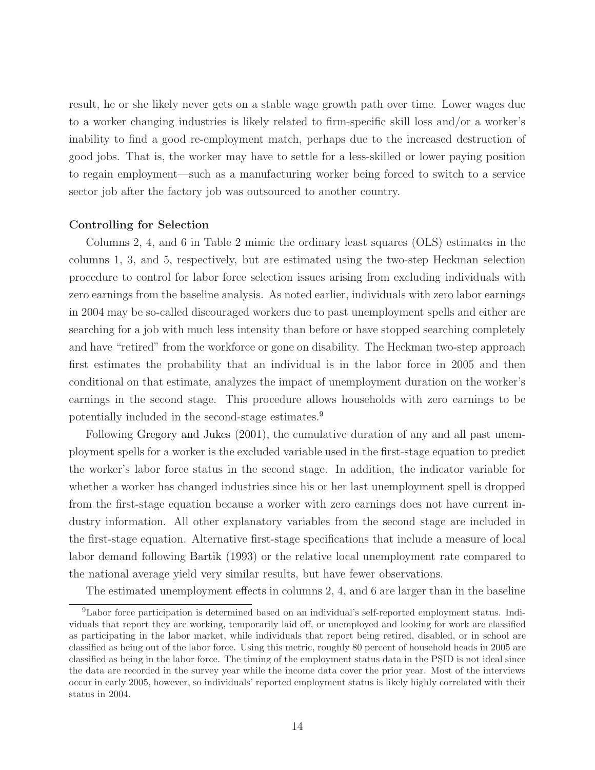result, he or she likely never gets on a stable wage growth path over time. Lower wages due to a worker changing industries is likely related to firm-specific skill loss and/or a worker's inability to find a good re-employment match, perhaps due to the increased destruction of good jobs. That is, the worker may have to settle for a less-skilled or lower paying position to regain employment—such as a manufacturing worker being forced to switch to a service sector job after the factory job was outsourced to another country.

**Controlling for Selection**

Columns 2, 4, and 6 in Table 2 mimic the ordinary least squares (OLS) estimates in the columns 1, 3, and 5, respectively, but are estimated using the two-step Heckman selection procedure to control for labor force selection issues arising from excluding individuals with zero earnings from the baseline analysis. As noted earlier, individuals with zero labor earnings in 2004 may be so-called discouraged workers due to past unemployment spells and either are searching for a job with much less intensity than before or have stopped searching completely and have "retired" from the workforce or gone on disability. The Heckman two-step approach first estimates the probability that an individual is in the labor force in 2005 and then conditional on that estimate, analyzes the impact of unemployment duration on the worker's earnings in the second stage. This procedure allows households with zero earnings to be potentially included in the second-stage estimates.[9]

Following Gregory and Jukes (2001), the cumulative duration of any and all past unemployment spells for a worker is the excluded variable used in the first-stage equation to predict the worker's labor force status in the second stage. In addition, the indicator variable for whether a worker has changed industries since his or her last unemployment spell is dropped from the first-stage equation because a worker with zero earnings does not have current industry information. All other explanatory variables from the second stage are included in the first-stage equation. Alternative first-stage specifications that include a measure of local labor demand following Bartik (1993) or the relative local unemployment rate compared to the national average yield very similar results, but have fewer observations.

The estimated unemployment effects in columns 2, 4, and 6 are larger than in the baseline

[9] Labor force participation is determined based on an individual's self-reported employment status. Individuals that report they are working, temporarily laid off, or unemployed and looking for work are classified as participating in the labor market, while individuals that report being retired, disabled, or in school are classified as being out of the labor force. Using this metric, roughly 80 percent of household heads in 2005 are classified as being in the labor force. The timing of the employment status data in the PSID is not ideal since the data are recorded in the survey year while the income data cover the prior year. Most of the interviews occur in early 2005, however, so individuals' reported employment status is likely highly correlated with their status in 2004.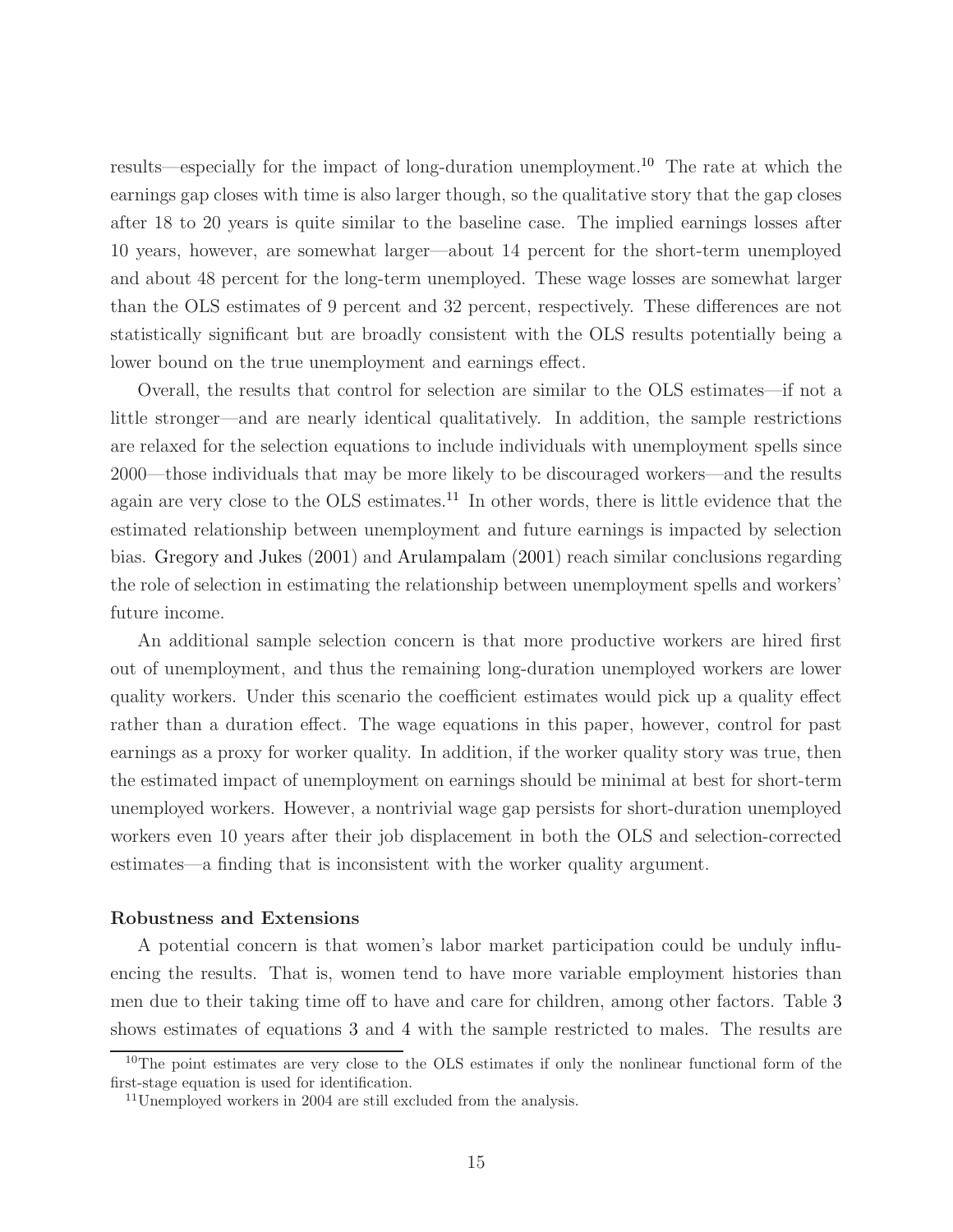results—especially for the impact of long-duration unemployment.[10] The rate at which the earnings gap closes with time is also larger though, so the qualitative story that the gap closes after 18 to 20 years is quite similar to the baseline case. The implied earnings losses after 10 years, however, are somewhat larger—about 14 percent for the short-term unemployed and about 48 percent for the long-term unemployed. These wage losses are somewhat larger than the OLS estimates of 9 percent and 32 percent, respectively. These differences are not statistically significant but are broadly consistent with the OLS results potentially being a lower bound on the true unemployment and earnings effect.

Overall, the results that control for selection are similar to the OLS estimates—if not a little stronger—and are nearly identical qualitatively. In addition, the sample restrictions are relaxed for the selection equations to include individuals with unemployment spells since 2000—those individuals that may be more likely to be discouraged workers—and the results again are very close to the OLS estimates.[11] In other words, there is little evidence that the estimated relationship between unemployment and future earnings is impacted by selection bias. Gregory and Jukes (2001) and Arulampalam (2001) reach similar conclusions regarding the role of selection in estimating the relationship between unemployment spells and workers' future income.

An additional sample selection concern is that more productive workers are hired first out of unemployment, and thus the remaining long-duration unemployed workers are lower quality workers. Under this scenario the coefficient estimates would pick up a quality effect rather than a duration effect. The wage equations in this paper, however, control for past earnings as a proxy for worker quality. In addition, if the worker quality story was true, then the estimated impact of unemployment on earnings should be minimal at best for short-term unemployed workers. However, a nontrivial wage gap persists for short-duration unemployed workers even 10 years after their job displacement in both the OLS and selection-corrected estimates—a finding that is inconsistent with the worker quality argument.

**Robustness and Extensions**

A potential concern is that women's labor market participation could be unduly influencing the results. That is, women tend to have more variable employment histories than men due to their taking time off to have and care for children, among other factors. Table 3 shows estimates of equations 3 and 4 with the sample restricted to males. The results are

[10] The point estimates are very close to the OLS estimates if only the nonlinear functional form of the first-stage equation is used for identification.

[11] Unemployed workers in 2004 are still excluded from the analysis.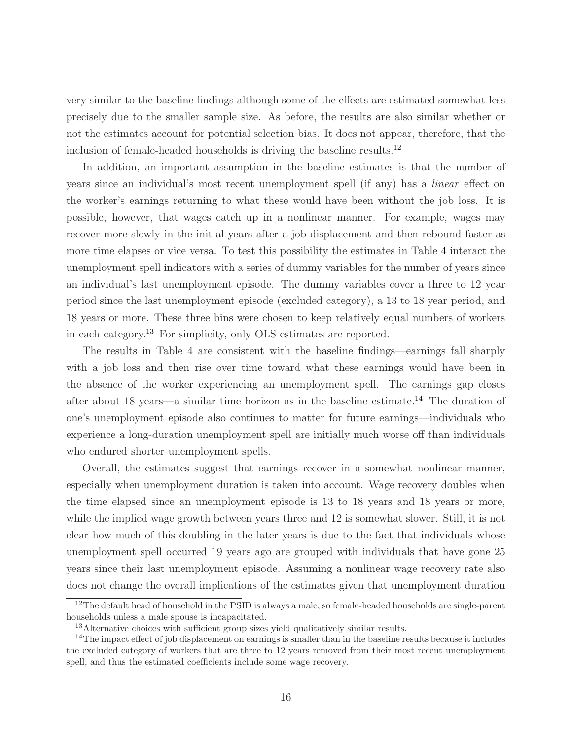very similar to the baseline findings although some of the effects are estimated somewhat less precisely due to the smaller sample size. As before, the results are also similar whether or not the estimates account for potential selection bias. It does not appear, therefore, that the inclusion of female-headed households is driving the baseline results.[12]

In addition, an important assumption in the baseline estimates is that the number of years since an individual's most recent unemployment spell (if any) has a *linear* effect on the worker's earnings returning to what these would have been without the job loss. It is possible, however, that wages catch up in a nonlinear manner. For example, wages may recover more slowly in the initial years after a job displacement and then rebound faster as more time elapses or vice versa. To test this possibility the estimates in Table 4 interact the unemployment spell indicators with a series of dummy variables for the number of years since an individual's last unemployment episode. The dummy variables cover a three to 12 year period since the last unemployment episode (excluded category), a 13 to 18 year period, and 18 years or more. These three bins were chosen to keep relatively equal numbers of workers in each category.[13] For simplicity, only OLS estimates are reported.

The results in Table 4 are consistent with the baseline findings—earnings fall sharply with a job loss and then rise over time toward what these earnings would have been in the absence of the worker experiencing an unemployment spell. The earnings gap closes after about 18 years—a similar time horizon as in the baseline estimate.[14] The duration of one's unemployment episode also continues to matter for future earnings—individuals who experience a long-duration unemployment spell are initially much worse off than individuals who endured shorter unemployment spells.

Overall, the estimates suggest that earnings recover in a somewhat nonlinear manner, especially when unemployment duration is taken into account. Wage recovery doubles when the time elapsed since an unemployment episode is 13 to 18 years and 18 years or more, while the implied wage growth between years three and 12 is somewhat slower. Still, it is not clear how much of this doubling in the later years is due to the fact that individuals whose unemployment spell occurred 19 years ago are grouped with individuals that have gone 25 years since their last unemployment episode. Assuming a nonlinear wage recovery rate also does not change the overall implications of the estimates given that unemployment duration

[12] The default head of household in the PSID is always a male, so female-headed households are single-parent households unless a male spouse is incapacitated.

[13] Alternative choices with sufficient group sizes yield qualitatively similar results.

[14] The impact effect of job displacement on earnings is smaller than in the baseline results because it includes the excluded category of workers that are three to 12 years removed from their most recent unemployment spell, and thus the estimated coefficients include some wage recovery.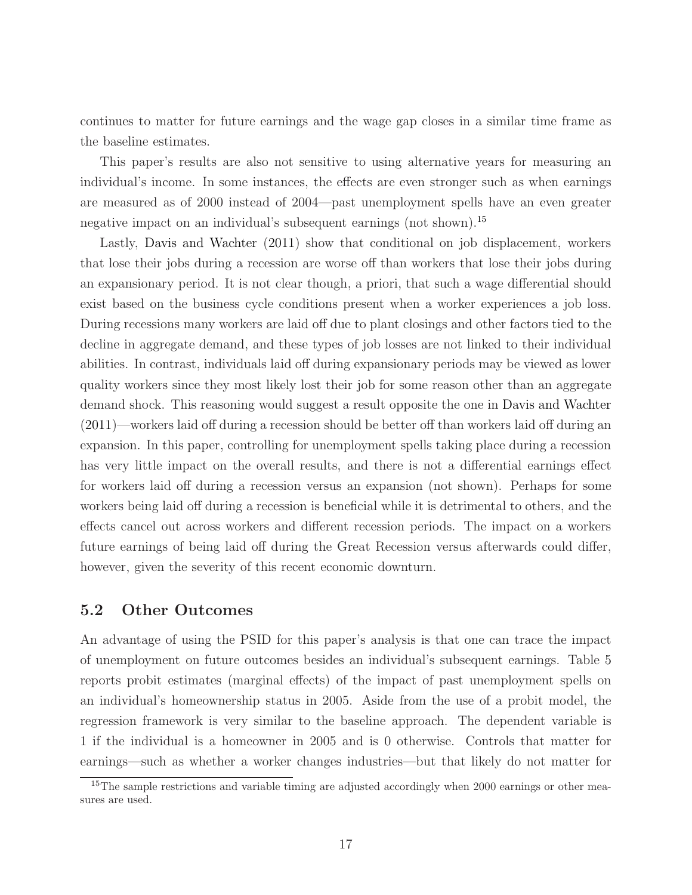continues to matter for future earnings and the wage gap closes in a similar time frame as the baseline estimates.

This paper's results are also not sensitive to using alternative years for measuring an individual's income. In some instances, the effects are even stronger such as when earnings are measured as of 2000 instead of 2004—past unemployment spells have an even greater negative impact on an individual's subsequent earnings (not shown).[15]

Lastly, Davis and Wachter (2011) show that conditional on job displacement, workers that lose their jobs during a recession are worse off than workers that lose their jobs during an expansionary period. It is not clear though, a priori, that such a wage differential should exist based on the business cycle conditions present when a worker experiences a job loss. During recessions many workers are laid off due to plant closings and other factors tied to the decline in aggregate demand, and these types of job losses are not linked to their individual abilities. In contrast, individuals laid off during expansionary periods may be viewed as lower quality workers since they most likely lost their job for some reason other than an aggregate demand shock. This reasoning would suggest a result opposite the one in Davis and Wachter (2011)—workers laid off during a recession should be better off than workers laid off during an expansion. In this paper, controlling for unemployment spells taking place during a recession has very little impact on the overall results, and there is not a differential earnings effect for workers laid off during a recession versus an expansion (not shown). Perhaps for some workers being laid off during a recession is beneficial while it is detrimental to others, and the effects cancel out across workers and different recession periods. The impact on a workers future earnings of being laid off during the Great Recession versus afterwards could differ, however, given the severity of this recent economic downturn.

## 5.2 Other Outcomes

An advantage of using the PSID for this paper's analysis is that one can trace the impact of unemployment on future outcomes besides an individual's subsequent earnings. Table 5 reports probit estimates (marginal effects) of the impact of past unemployment spells on an individual's homeownership status in 2005. Aside from the use of a probit model, the regression framework is very similar to the baseline approach. The dependent variable is 1 if the individual is a homeowner in 2005 and is 0 otherwise. Controls that matter for earnings—such as whether a worker changes industries—but that likely do not matter for

[15] The sample restrictions and variable timing are adjusted accordingly when 2000 earnings or other measures are used.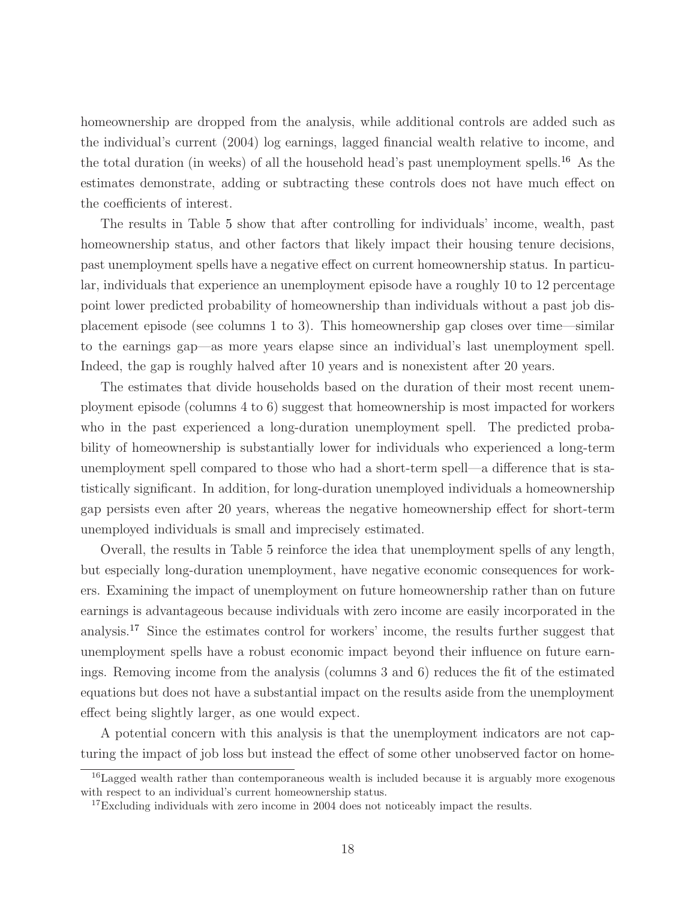homeownership are dropped from the analysis, while additional controls are added such as the individual's current (2004) log earnings, lagged financial wealth relative to income, and the total duration (in weeks) of all the household head's past unemployment spells.[16] As the estimates demonstrate, adding or subtracting these controls does not have much effect on the coefficients of interest.

The results in Table 5 show that after controlling for individuals' income, wealth, past homeownership status, and other factors that likely impact their housing tenure decisions, past unemployment spells have a negative effect on current homeownership status. In particular, individuals that experience an unemployment episode have a roughly 10 to 12 percentage point lower predicted probability of homeownership than individuals without a past job displacement episode (see columns 1 to 3). This homeownership gap closes over time—similar to the earnings gap—as more years elapse since an individual's last unemployment spell. Indeed, the gap is roughly halved after 10 years and is nonexistent after 20 years.

The estimates that divide households based on the duration of their most recent unemployment episode (columns 4 to 6) suggest that homeownership is most impacted for workers who in the past experienced a long-duration unemployment spell. The predicted probability of homeownership is substantially lower for individuals who experienced a long-term unemployment spell compared to those who had a short-term spell—a difference that is statistically significant. In addition, for long-duration unemployed individuals a homeownership gap persists even after 20 years, whereas the negative homeownership effect for short-term unemployed individuals is small and imprecisely estimated.

Overall, the results in Table 5 reinforce the idea that unemployment spells of any length, but especially long-duration unemployment, have negative economic consequences for workers. Examining the impact of unemployment on future homeownership rather than on future earnings is advantageous because individuals with zero income are easily incorporated in the analysis.[17] Since the estimates control for workers' income, the results further suggest that unemployment spells have a robust economic impact beyond their influence on future earnings. Removing income from the analysis (columns 3 and 6) reduces the fit of the estimated equations but does not have a substantial impact on the results aside from the unemployment effect being slightly larger, as one would expect.

A potential concern with this analysis is that the unemployment indicators are not capturing the impact of job loss but instead the effect of some other unobserved factor on home-

[16]Lagged wealth rather than contemporaneous wealth is included because it is arguably more exogenous with respect to an individual's current homeownership status.

[17]Excluding individuals with zero income in 2004 does not noticeably impact the results.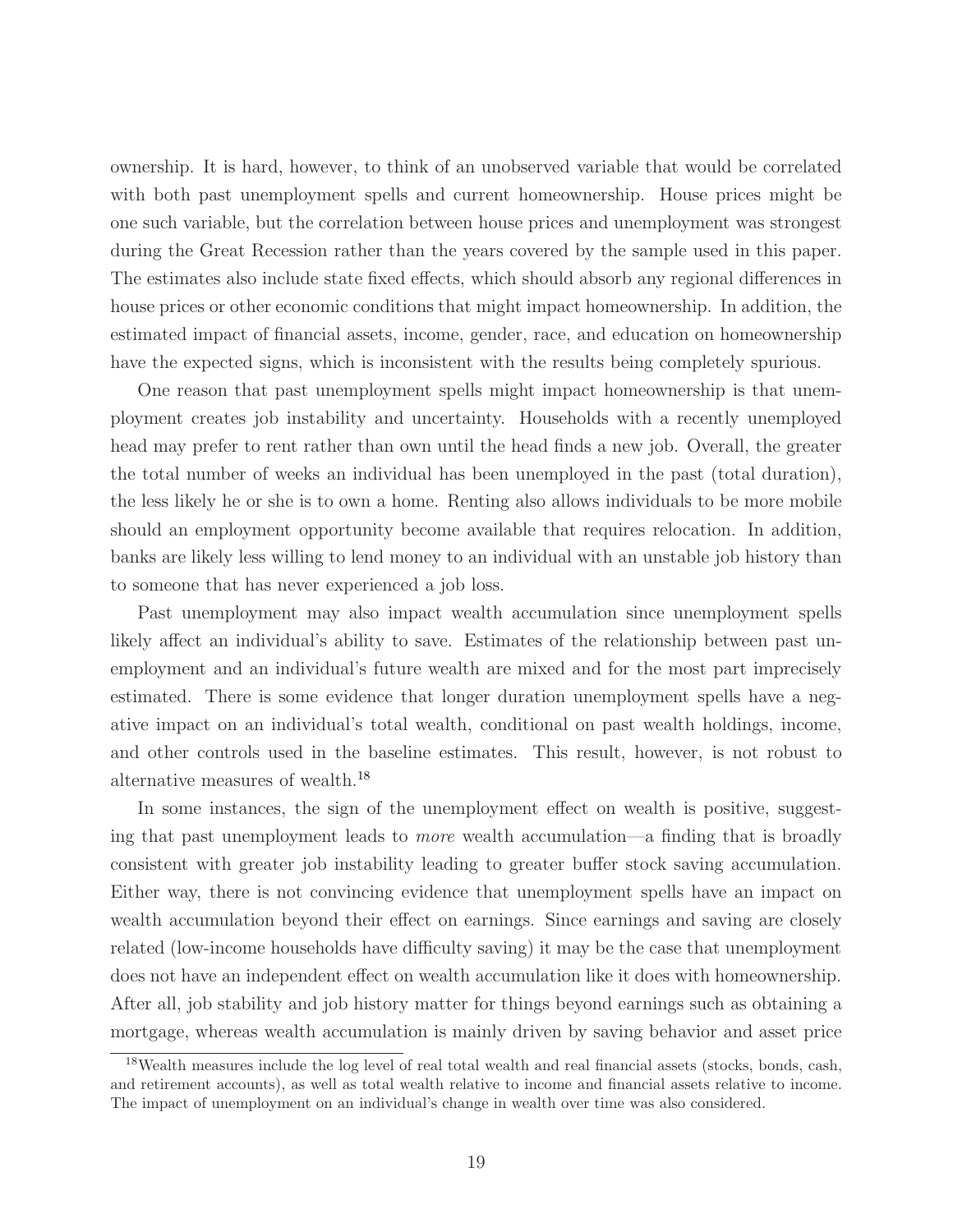ownership. It is hard, however, to think of an unobserved variable that would be correlated with both past unemployment spells and current homeownership. House prices might be one such variable, but the correlation between house prices and unemployment was strongest during the Great Recession rather than the years covered by the sample used in this paper. The estimates also include state fixed effects, which should absorb any regional differences in house prices or other economic conditions that might impact homeownership. In addition, the estimated impact of financial assets, income, gender, race, and education on homeownership have the expected signs, which is inconsistent with the results being completely spurious.

One reason that past unemployment spells might impact homeownership is that unemployment creates job instability and uncertainty. Households with a recently unemployed head may prefer to rent rather than own until the head finds a new job. Overall, the greater the total number of weeks an individual has been unemployed in the past (total duration), the less likely he or she is to own a home. Renting also allows individuals to be more mobile should an employment opportunity become available that requires relocation. In addition, banks are likely less willing to lend money to an individual with an unstable job history than to someone that has never experienced a job loss.

Past unemployment may also impact wealth accumulation since unemployment spells likely affect an individual's ability to save. Estimates of the relationship between past unemployment and an individual's future wealth are mixed and for the most part imprecisely estimated. There is some evidence that longer duration unemployment spells have a negative impact on an individual's total wealth, conditional on past wealth holdings, income, and other controls used in the baseline estimates. This result, however, is not robust to alternative measures of wealth.[18]

In some instances, the sign of the unemployment effect on wealth is positive, suggesting that past unemployment leads to *more* wealth accumulation—a finding that is broadly consistent with greater job instability leading to greater buffer stock saving accumulation. Either way, there is not convincing evidence that unemployment spells have an impact on wealth accumulation beyond their effect on earnings. Since earnings and saving are closely related (low-income households have difficulty saving) it may be the case that unemployment does not have an independent effect on wealth accumulation like it does with homeownership. After all, job stability and job history matter for things beyond earnings such as obtaining a mortgage, whereas wealth accumulation is mainly driven by saving behavior and asset price

[18]Wealth measures include the log level of real total wealth and real financial assets (stocks, bonds, cash, and retirement accounts), as well as total wealth relative to income and financial assets relative to income. The impact of unemployment on an individual's change in wealth over time was also considered.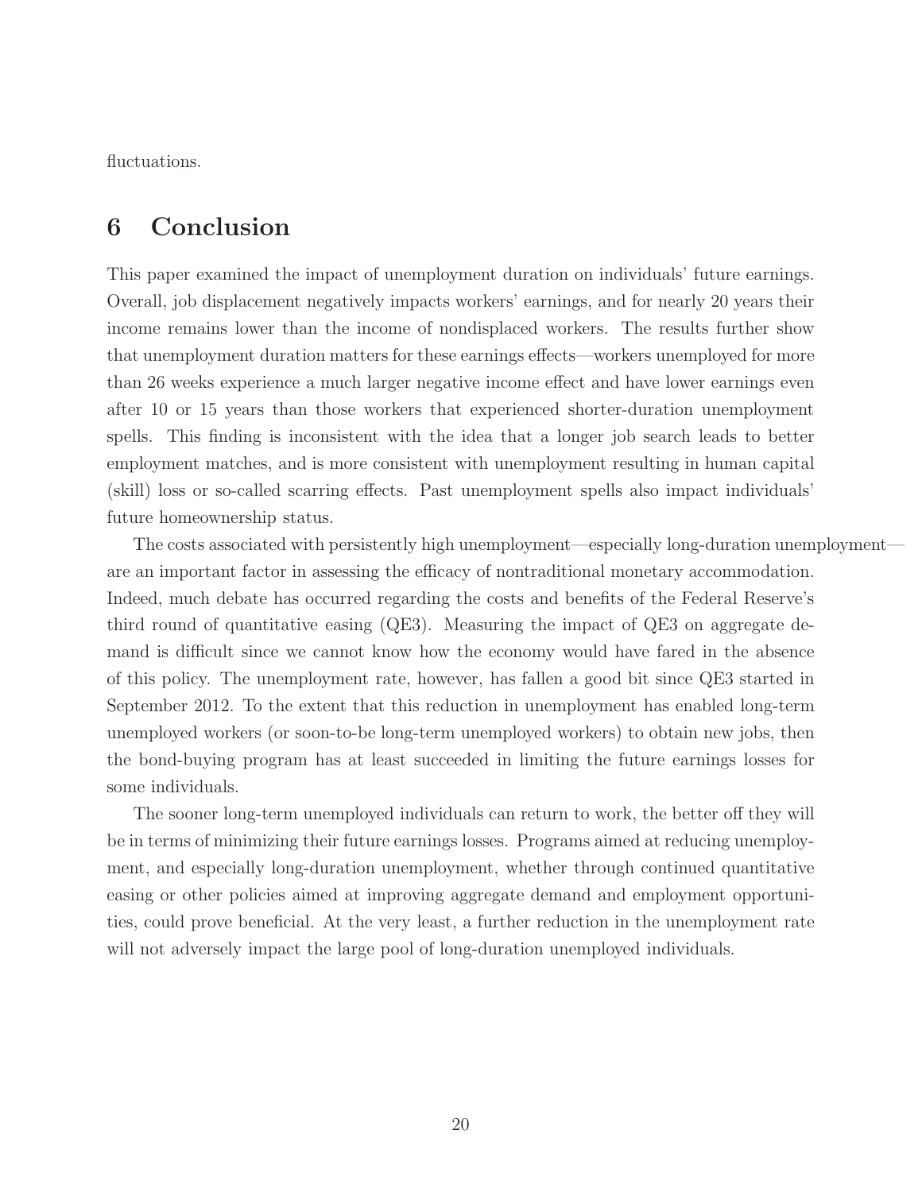fluctuations.

## 6 Conclusion

This paper examined the impact of unemployment duration on individuals' future earnings. Overall, job displacement negatively impacts workers' earnings, and for nearly 20 years their income remains lower than the income of nondisplaced workers. The results further show that unemployment duration matters for these earnings effects—workers unemployed for more than 26 weeks experience a much larger negative income effect and have lower earnings even after 10 or 15 years than those workers that experienced shorter-duration unemployment spells. This finding is inconsistent with the idea that a longer job search leads to better employment matches, and is more consistent with unemployment resulting in human capital (skill) loss or so-called scarring effects. Past unemployment spells also impact individuals' future homeownership status.

The costs associated with persistently high unemployment—especially long-duration unemployment—are an important factor in assessing the efficacy of nontraditional monetary accommodation. Indeed, much debate has occurred regarding the costs and benefits of the Federal Reserve's third round of quantitative easing (QE3). Measuring the impact of QE3 on aggregate demand is difficult since we cannot know how the economy would have fared in the absence of this policy. The unemployment rate, however, has fallen a good bit since QE3 started in September 2012. To the extent that this reduction in unemployment has enabled long-term unemployed workers (or soon-to-be long-term unemployed workers) to obtain new jobs, then the bond-buying program has at least succeeded in limiting the future earnings losses for some individuals.

The sooner long-term unemployed individuals can return to work, the better off they will be in terms of minimizing their future earnings losses. Programs aimed at reducing unemployment, and especially long-duration unemployment, whether through continued quantitative easing or other policies aimed at improving aggregate demand and employment opportunities, could prove beneficial. At the very least, a further reduction in the unemployment rate will not adversely impact the large pool of long-duration unemployed individuals.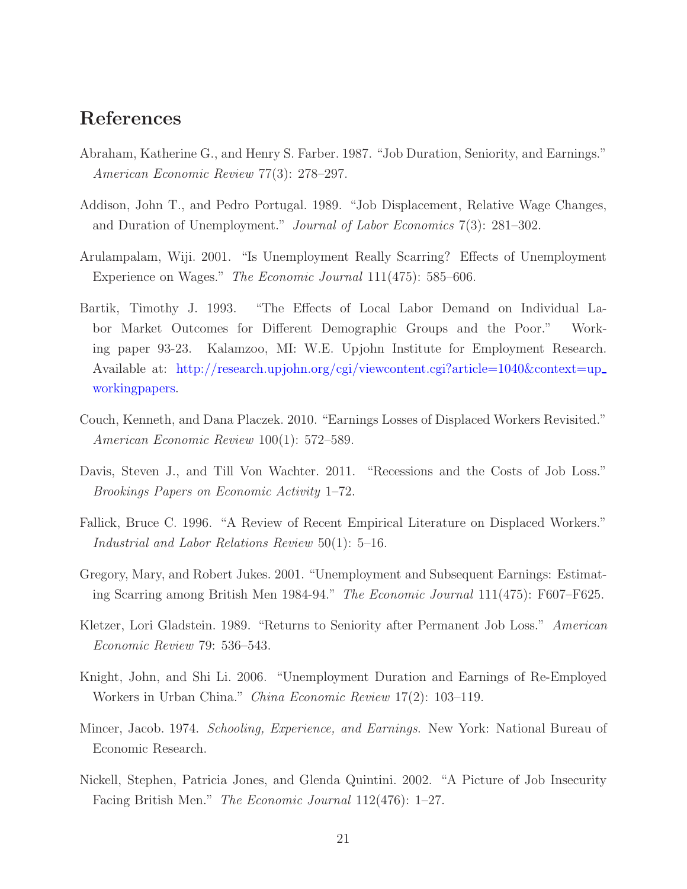# References

Abraham, Katherine G., and Henry S. Farber. 1987. "Job Duration, Seniority, and Earnings." *American Economic Review* 77(3): 278–297.

Addison, John T., and Pedro Portugal. 1989. "Job Displacement, Relative Wage Changes, and Duration of Unemployment." *Journal of Labor Economics* 7(3): 281–302.

Arulampalam, Wiji. 2001. "Is Unemployment Really Scarring? Effects of Unemployment Experience on Wages." *The Economic Journal* 111(475): 585–606.

Bartik, Timothy J. 1993. "The Effects of Local Labor Demand on Individual Labor Market Outcomes for Different Demographic Groups and the Poor." Working paper 93-23. Kalamzoo, MI: W.E. Upjohn Institute for Employment Research. Available at: http://research.upjohn.org/cgi/viewcontent.cgi?article=1040&context=up_workingpapers.

Couch, Kenneth, and Dana Placzek. 2010. "Earnings Losses of Displaced Workers Revisited." *American Economic Review* 100(1): 572–589.

Davis, Steven J., and Till Von Wachter. 2011. "Recessions and the Costs of Job Loss." *Brookings Papers on Economic Activity* 1–72.

Fallick, Bruce C. 1996. "A Review of Recent Empirical Literature on Displaced Workers." *Industrial and Labor Relations Review* 50(1): 5–16.

Gregory, Mary, and Robert Jukes. 2001. "Unemployment and Subsequent Earnings: Estimating Scarring among British Men 1984-94." *The Economic Journal* 111(475): F607–F625.

Kletzer, Lori Gladstein. 1989. "Returns to Seniority after Permanent Job Loss." *American Economic Review* 79: 536–543.

Knight, John, and Shi Li. 2006. "Unemployment Duration and Earnings of Re-Employed Workers in Urban China." *China Economic Review* 17(2): 103–119.

Mincer, Jacob. 1974. *Schooling, Experience, and Earnings.* New York: National Bureau of Economic Research.

Nickell, Stephen, Patricia Jones, and Glenda Quintini. 2002. "A Picture of Job Insecurity Facing British Men." *The Economic Journal* 112(476): 1–27.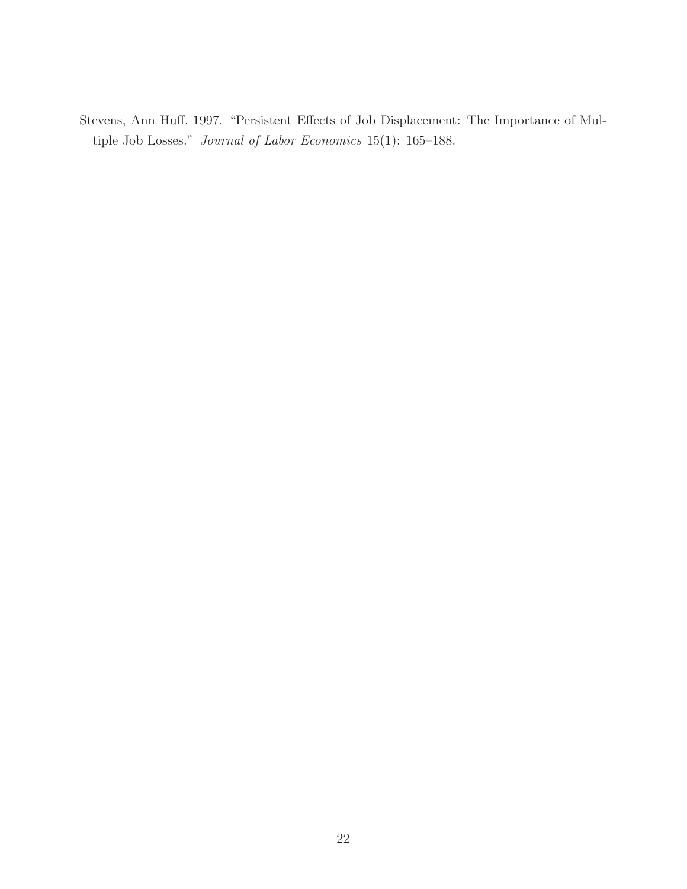Stevens, Ann Huff. 1997. "Persistent Effects of Job Displacement: The Importance of Multiple Job Losses." *Journal of Labor Economics* 15(1): 165–188.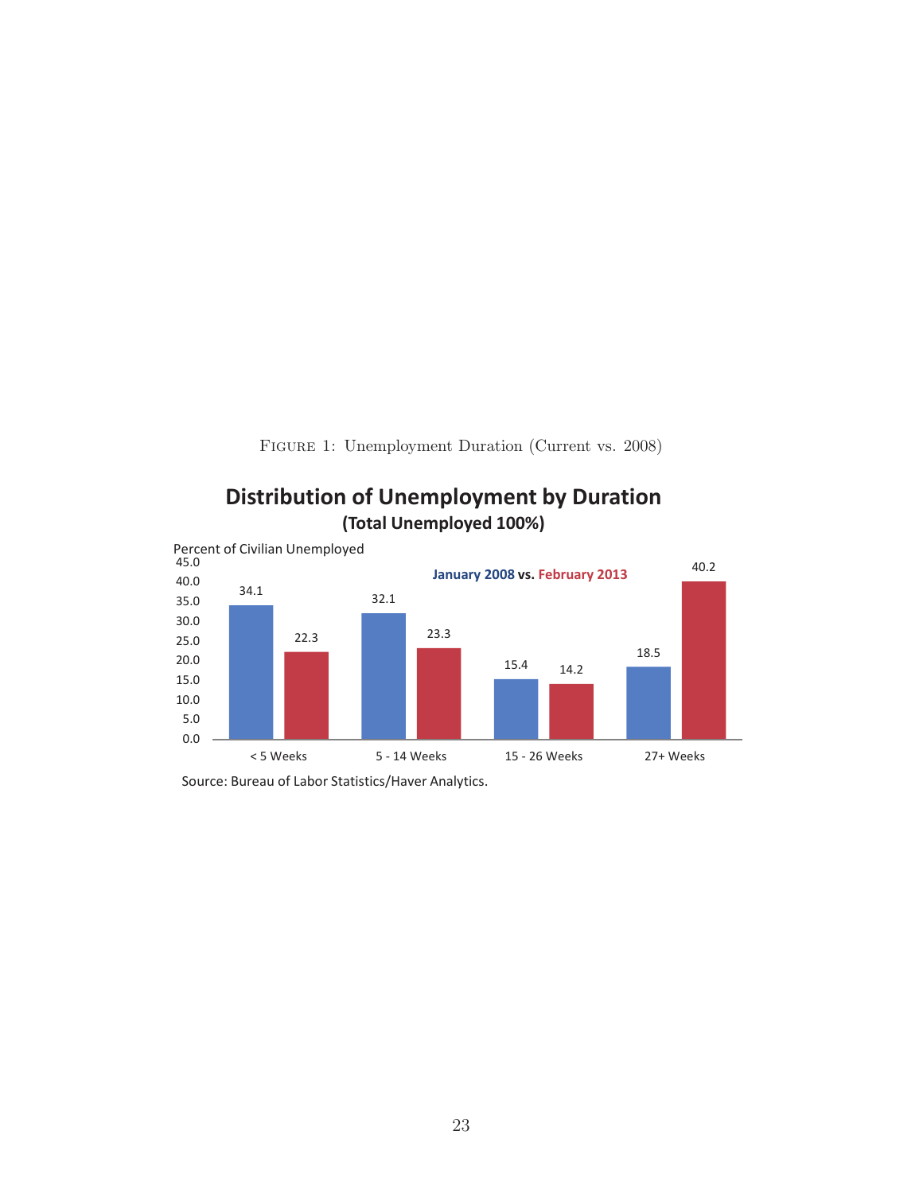Figure 1: Unemployment Duration (Current vs. 2008)

**Distribution of Unemployment by Duration**
**(Total Unemployed 100%)**

Percent of Civilian Unemployed

January 2008 vs. February 2013

| Duration | January 2008 | February 2013 |
| --- | --- | --- |
| < 5 Weeks | 34.1 | 22.3 |
| 5 - 14 Weeks | 32.1 | 23.3 |
| 15 - 26 Weeks | 15.4 | 14.2 |
| 27+ Weeks | 18.5 | 40.2 |

Source: Bureau of Labor Statistics/Haver Analytics.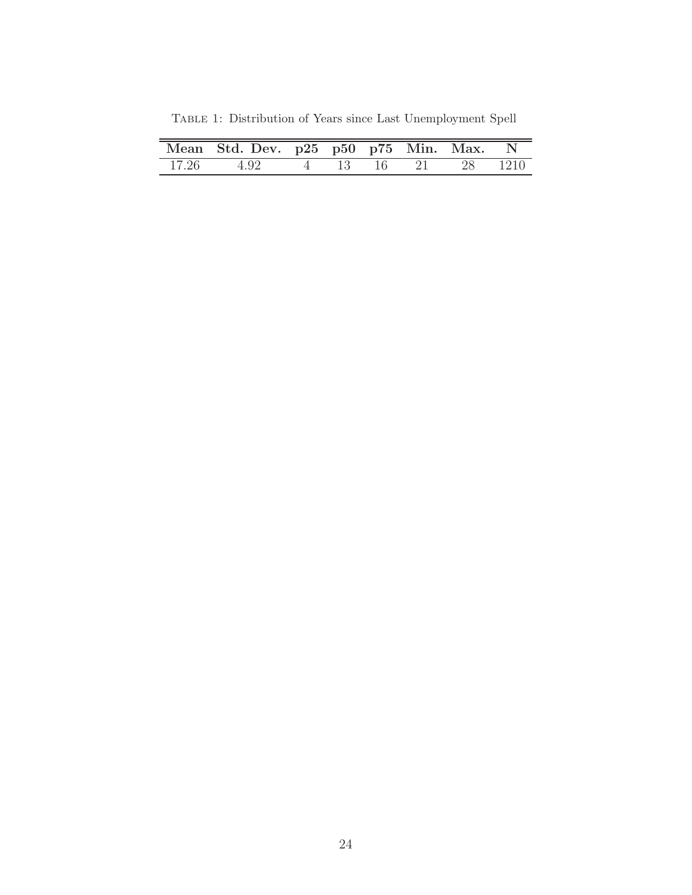Table 1: Distribution of Years since Last Unemployment Spell

| Mean | Std. Dev. | p25 | p50 | p75 | Min. | Max. | N |
|---|---|---|---|---|---|---|---|
| 17.26 | 4.92 | 4 | 13 | 16 | 21 | 28 | 1210 |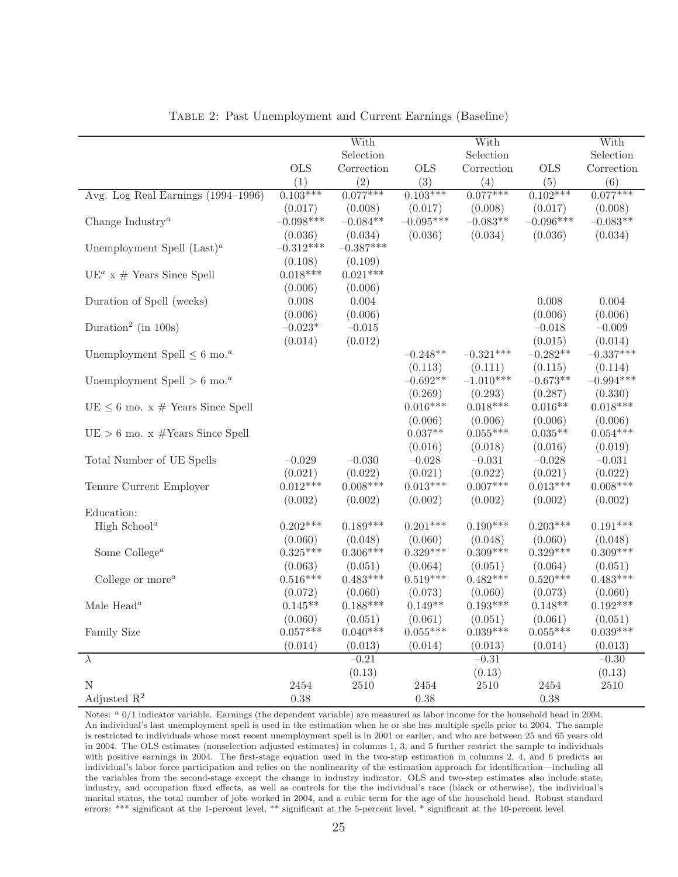Table 2: Past Unemployment and Current Earnings (Baseline)

| | OLS | With Selection Correction | OLS | With Selection Correction | OLS | With Selection Correction |
|---|---|---|---|---|---|---|
| | (1) | (2) | (3) | (4) | (5) | (6) |
| Avg. Log Real Earnings (1994–1996) | 0.103*** | 0.077*** | 0.103*** | 0.077*** | 0.102*** | 0.077*** |
| | (0.017) | (0.008) | (0.017) | (0.008) | (0.017) | (0.008) |
| Change Industry[a] | −0.098*** | −0.084** | −0.095*** | −0.083** | −0.096*** | −0.083** |
| | (0.036) | (0.034) | (0.036) | (0.034) | (0.036) | (0.034) |
| Unemployment Spell (Last)[a] | −0.312*** | −0.387*** | | | | |
| | (0.108) | (0.109) | | | | |
| UE[a] x # Years Since Spell | 0.018*** | 0.021*** | | | | |
| | (0.006) | (0.006) | | | | |
| Duration of Spell (weeks) | 0.008 | 0.004 | | | 0.008 | 0.004 |
| | (0.006) | (0.006) | | | (0.006) | (0.006) |
| Duration$^2$ (in 100s) | −0.023* | −0.015 | | | −0.018 | −0.009 |
| | (0.014) | (0.012) | | | (0.015) | (0.014) |
| Unemployment Spell $\leq$ 6 mo.[a] | | | −0.248** | −0.321*** | −0.282** | −0.337*** |
| | | | (0.113) | (0.111) | (0.115) | (0.114) |
| Unemployment Spell $>$ 6 mo.[a] | | | −0.692** | −1.010*** | −0.673** | −0.994*** |
| | | | (0.269) | (0.293) | (0.287) | (0.330) |
| UE $\leq$ 6 mo. x # Years Since Spell | | | 0.016*** | 0.018*** | 0.016** | 0.018*** |
| | | | (0.006) | (0.006) | (0.006) | (0.006) |
| UE $>$ 6 mo. x #Years Since Spell | | | 0.037** | 0.055*** | 0.035** | 0.054*** |
| | | | (0.016) | (0.018) | (0.016) | (0.019) |
| Total Number of UE Spells | −0.029 | −0.030 | −0.028 | −0.031 | −0.028 | −0.031 |
| | (0.021) | (0.022) | (0.021) | (0.022) | (0.021) | (0.022) |
| Tenure Current Employer | 0.012*** | 0.008*** | 0.013*** | 0.007*** | 0.013*** | 0.008*** |
| | (0.002) | (0.002) | (0.002) | (0.002) | (0.002) | (0.002) |
| Education: | | | | | | |
| High School[a] | 0.202*** | 0.189*** | 0.201*** | 0.190*** | 0.203*** | 0.191*** |
| | (0.060) | (0.048) | (0.060) | (0.048) | (0.060) | (0.048) |
| Some College[a] | 0.325*** | 0.306*** | 0.329*** | 0.309*** | 0.329*** | 0.309*** |
| | (0.063) | (0.051) | (0.064) | (0.051) | (0.064) | (0.051) |
| College or more[a] | 0.516*** | 0.483*** | 0.519*** | 0.482*** | 0.520*** | 0.483*** |
| | (0.072) | (0.060) | (0.073) | (0.060) | (0.073) | (0.060) |
| Male Head[a] | 0.145** | 0.188*** | 0.149** | 0.193*** | 0.148** | 0.192*** |
| | (0.060) | (0.051) | (0.061) | (0.051) | (0.061) | (0.051) |
| Family Size | 0.057*** | 0.040*** | 0.055*** | 0.039*** | 0.055*** | 0.039*** |
| | (0.014) | (0.013) | (0.014) | (0.013) | (0.014) | (0.013) |
| $\lambda$ | | −0.21 | | −0.31 | | −0.30 |
| | | (0.13) | | (0.13) | | (0.13) |
| N | 2454 | 2510 | 2454 | 2510 | 2454 | 2510 |
| Adjusted R$^2$ | 0.38 | | 0.38 | | 0.38 | |

Notes: [a] 0/1 indicator variable. Earnings (the dependent variable) are measured as labor income for the household head in 2004. An individual's last unemployment spell is used in the estimation when he or she has multiple spells prior to 2004. The sample is restricted to individuals whose most recent unemployment spell is in 2001 or earlier, and who are between 25 and 65 years old in 2004. The OLS estimates (nonselection adjusted estimates) in columns 1, 3, and 5 further restrict the sample to individuals with positive earnings in 2004. The first-stage equation used in the two-step estimation in columns 2, 4, and 6 predicts an individual's labor force participation and relies on the nonlinearity of the estimation approach for identification—including all the variables from the second-stage except the change in industry indicator. OLS and two-step estimates also include state, industry, and occupation fixed effects, as well as controls for the the individual's race (black or otherwise), the individual's marital status, the total number of jobs worked in 2004, and a cubic term for the age of the household head. Robust standard errors: *** significant at the 1-percent level, ** significant at the 5-percent level, * significant at the 10-percent level.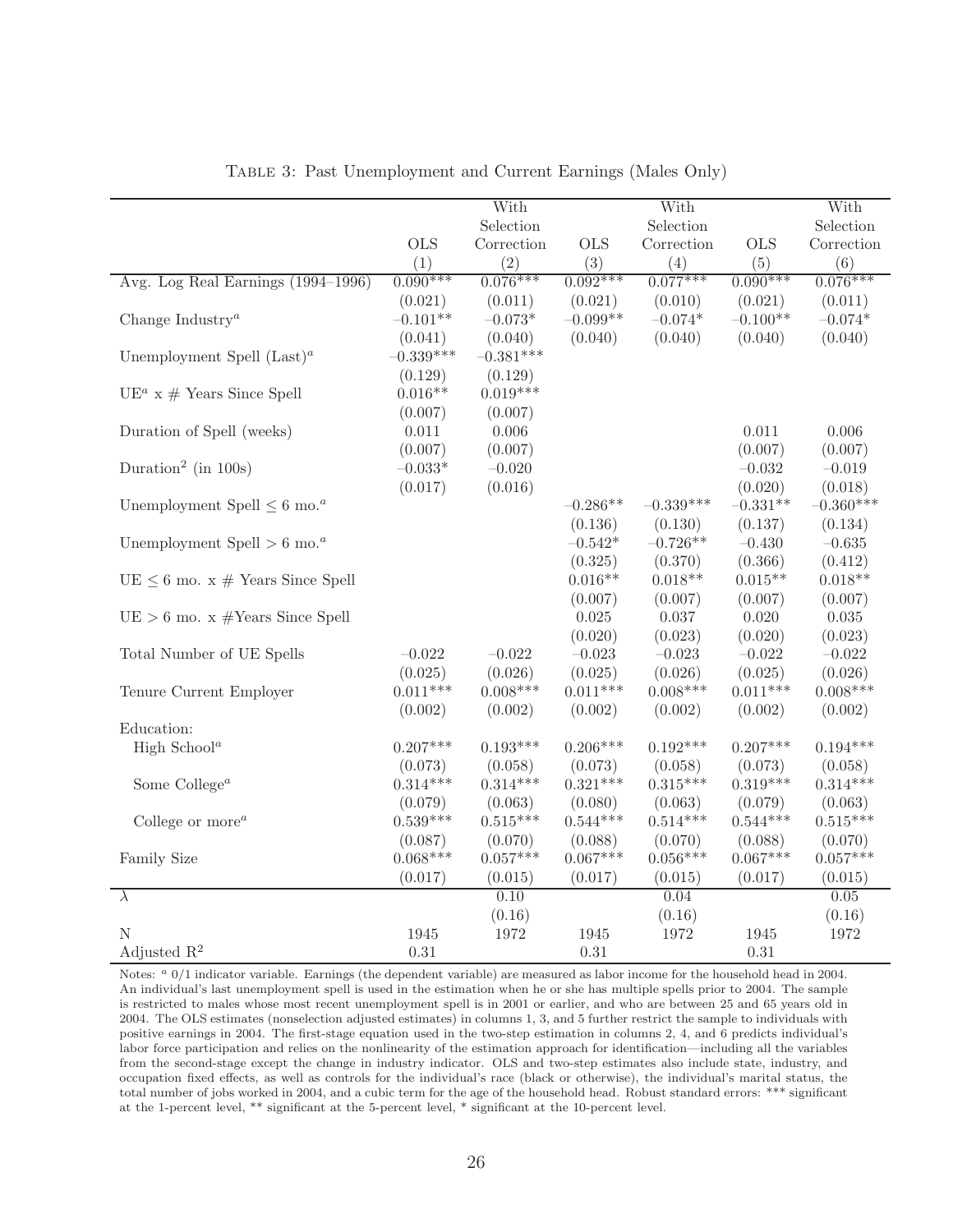Table 3: Past Unemployment and Current Earnings (Males Only)

| | OLS | With Selection Correction | OLS | With Selection Correction | OLS | With Selection Correction |
|---|---|---|---|---|---|---|
| | (1) | (2) | (3) | (4) | (5) | (6) |
| Avg. Log Real Earnings (1994–1996) | 0.090*** | 0.076*** | 0.092*** | 0.077*** | 0.090*** | 0.076*** |
| | (0.021) | (0.011) | (0.021) | (0.010) | (0.021) | (0.011) |
| Change Industry[a] | –0.101** | –0.073* | –0.099** | –0.074* | –0.100** | –0.074* |
| | (0.041) | (0.040) | (0.040) | (0.040) | (0.040) | (0.040) |
| Unemployment Spell (Last)[a] | –0.339*** | –0.381*** | | | | |
| | (0.129) | (0.129) | | | | |
| UE[a] x # Years Since Spell | 0.016** | 0.019*** | | | | |
| | (0.007) | (0.007) | | | | |
| Duration of Spell (weeks) | 0.011 | 0.006 | | | 0.011 | 0.006 |
| | (0.007) | (0.007) | | | (0.007) | (0.007) |
| Duration$^2$ (in 100s) | –0.033* | –0.020 | | | –0.032 | –0.019 |
| | (0.017) | (0.016) | | | (0.020) | (0.018) |
| Unemployment Spell ≤ 6 mo.[a] | | | –0.286** | –0.339*** | –0.331** | –0.360*** |
| | | | (0.136) | (0.130) | (0.137) | (0.134) |
| Unemployment Spell > 6 mo.[a] | | | –0.542* | –0.726** | –0.430 | –0.635 |
| | | | (0.325) | (0.370) | (0.366) | (0.412) |
| UE ≤ 6 mo. x # Years Since Spell | | | 0.016** | 0.018** | 0.015** | 0.018** |
| | | | (0.007) | (0.007) | (0.007) | (0.007) |
| UE > 6 mo. x #Years Since Spell | | | 0.025 | 0.037 | 0.020 | 0.035 |
| | | | (0.020) | (0.023) | (0.020) | (0.023) |
| Total Number of UE Spells | –0.022 | –0.022 | –0.023 | –0.023 | –0.022 | –0.022 |
| | (0.025) | (0.026) | (0.025) | (0.026) | (0.025) | (0.026) |
| Tenure Current Employer | 0.011*** | 0.008*** | 0.011*** | 0.008*** | 0.011*** | 0.008*** |
| | (0.002) | (0.002) | (0.002) | (0.002) | (0.002) | (0.002) |
| Education: | | | | | | |
| High School[a] | 0.207*** | 0.193*** | 0.206*** | 0.192*** | 0.207*** | 0.194*** |
| | (0.073) | (0.058) | (0.073) | (0.058) | (0.073) | (0.058) |
| Some College[a] | 0.314*** | 0.314*** | 0.321*** | 0.315*** | 0.319*** | 0.314*** |
| | (0.079) | (0.063) | (0.080) | (0.063) | (0.079) | (0.063) |
| College or more[a] | 0.539*** | 0.515*** | 0.544*** | 0.514*** | 0.544*** | 0.515*** |
| | (0.087) | (0.070) | (0.088) | (0.070) | (0.088) | (0.070) |
| Family Size | 0.068*** | 0.057*** | 0.067*** | 0.056*** | 0.067*** | 0.057*** |
| | (0.017) | (0.015) | (0.017) | (0.015) | (0.017) | (0.015) |
| $\lambda$ | | 0.10 | | 0.04 | | 0.05 |
| | | (0.16) | | (0.16) | | (0.16) |
| N | 1945 | 1972 | 1945 | 1972 | 1945 | 1972 |
| Adjusted $R^2$ | 0.31 | | 0.31 | | 0.31 | |

Notes: [a] 0/1 indicator variable. Earnings (the dependent variable) are measured as labor income for the household head in 2004. An individual's last unemployment spell is used in the estimation when he or she has multiple spells prior to 2004. The sample is restricted to males whose most recent unemployment spell is in 2001 or earlier, and who are between 25 and 65 years old in 2004. The OLS estimates (nonselection adjusted estimates) in columns 1, 3, and 5 further restrict the sample to individuals with positive earnings in 2004. The first-stage equation used in the two-step estimation in columns 2, 4, and 6 predicts individual's labor force participation and relies on the nonlinearity of the estimation approach for identification—including all the variables from the second-stage except the change in industry indicator. OLS and two-step estimates also include state, industry, and occupation fixed effects, as well as controls for the individual's race (black or otherwise), the individual's marital status, the total number of jobs worked in 2004, and a cubic term for the age of the household head. Robust standard errors: *** significant at the 1-percent level, ** significant at the 5-percent level, * significant at the 10-percent level.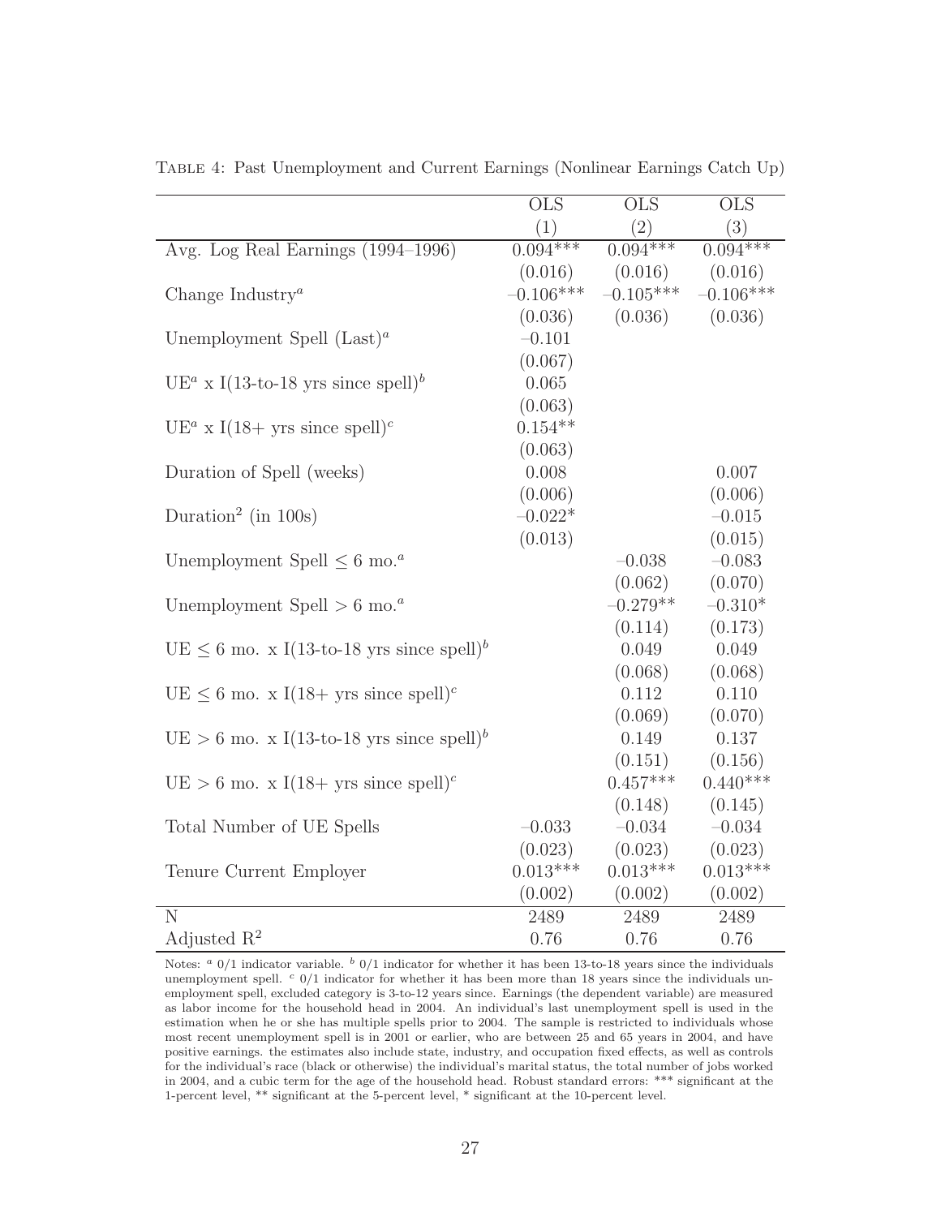Table 4: Past Unemployment and Current Earnings (Nonlinear Earnings Catch Up)

| | OLS (1) | OLS (2) | OLS (3) |
|---|---|---|---|
| Avg. Log Real Earnings (1994–1996) | 0.094*** | 0.094*** | 0.094*** |
| | (0.016) | (0.016) | (0.016) |
| Change Industry[a] | −0.106*** | −0.105*** | −0.106*** |
| | (0.036) | (0.036) | (0.036) |
| Unemployment Spell (Last)[a] | −0.101 | | |
| | (0.067) | | |
| UE[a] x I(13-to-18 yrs since spell)[b] | 0.065 | | |
| | (0.063) | | |
| UE[a] x I(18+ yrs since spell)[c] | 0.154** | | |
| | (0.063) | | |
| Duration of Spell (weeks) | 0.008 | | 0.007 |
| | (0.006) | | (0.006) |
| Duration$^2$ (in 100s) | −0.022* | | −0.015 |
| | (0.013) | | (0.015) |
| Unemployment Spell $\leq$ 6 mo.[a] | | −0.038 | −0.083 |
| | | (0.062) | (0.070) |
| Unemployment Spell $>$ 6 mo.[a] | | −0.279** | −0.310* |
| | | (0.114) | (0.173) |
| UE $\leq$ 6 mo. x I(13-to-18 yrs since spell)[b] | | 0.049 | 0.049 |
| | | (0.068) | (0.068) |
| UE $\leq$ 6 mo. x I(18+ yrs since spell)[c] | | 0.112 | 0.110 |
| | | (0.069) | (0.070) |
| UE $>$ 6 mo. x I(13-to-18 yrs since spell)[b] | | 0.149 | 0.137 |
| | | (0.151) | (0.156) |
| UE $>$ 6 mo. x I(18+ yrs since spell)[c] | | 0.457*** | 0.440*** |
| | | (0.148) | (0.145) |
| Total Number of UE Spells | −0.033 | −0.034 | −0.034 |
| | (0.023) | (0.023) | (0.023) |
| Tenure Current Employer | 0.013*** | 0.013*** | 0.013*** |
| | (0.002) | (0.002) | (0.002) |
| N | 2489 | 2489 | 2489 |
| Adjusted R$^2$ | 0.76 | 0.76 | 0.76 |

Notes: [a] 0/1 indicator variable. [b] 0/1 indicator for whether it has been 13-to-18 years since the individuals unemployment spell. [c] 0/1 indicator for whether it has been more than 18 years since the individuals unemployment spell, excluded category is 3-to-12 years since. Earnings (the dependent variable) are measured as labor income for the household head in 2004. An individual's last unemployment spell is used in the estimation when he or she has multiple spells prior to 2004. The sample is restricted to individuals whose most recent unemployment spell is in 2001 or earlier, who are between 25 and 65 years in 2004, and have positive earnings. the estimates also include state, industry, and occupation fixed effects, as well as controls for the individual's race (black or otherwise) the individual's marital status, the total number of jobs worked in 2004, and a cubic term for the age of the household head. Robust standard errors: *** significant at the 1-percent level, ** significant at the 5-percent level, * significant at the 10-percent level.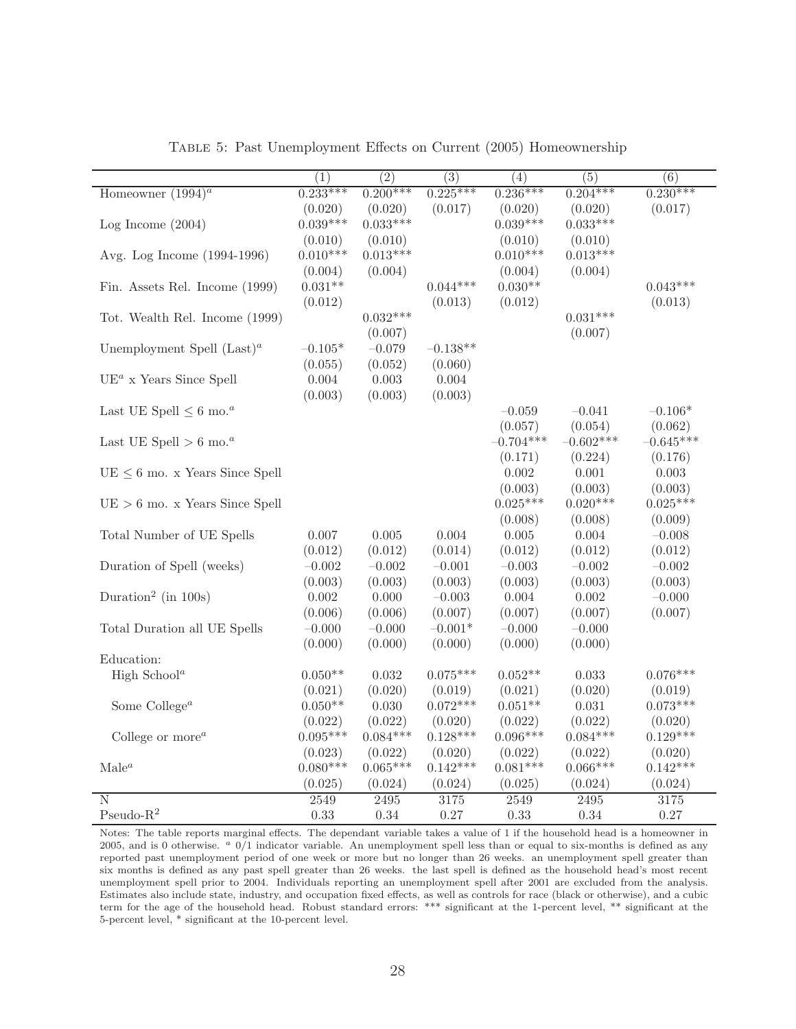Table 5: Past Unemployment Effects on Current (2005) Homeownership

| | (1) | (2) | (3) | (4) | (5) | (6) |
|---|---|---|---|---|---|---|
| Homeowner (1994)[a] | 0.233*** | 0.200*** | 0.225*** | 0.236*** | 0.204*** | 0.230*** |
| | (0.020) | (0.020) | (0.017) | (0.020) | (0.020) | (0.017) |
| Log Income (2004) | 0.039*** | 0.033*** | | 0.039*** | 0.033*** | |
| | (0.010) | (0.010) | | (0.010) | (0.010) | |
| Avg. Log Income (1994-1996) | 0.010*** | 0.013*** | | 0.010*** | 0.013*** | |
| | (0.004) | (0.004) | | (0.004) | (0.004) | |
| Fin. Assets Rel. Income (1999) | 0.031** | | 0.044*** | 0.030** | | 0.043*** |
| | (0.012) | | (0.013) | (0.012) | | (0.013) |
| Tot. Wealth Rel. Income (1999) | | 0.032*** | | | 0.031*** | |
| | | (0.007) | | | (0.007) | |
| Unemployment Spell (Last)[a] | −0.105* | −0.079 | −0.138** | | | |
| | (0.055) | (0.052) | (0.060) | | | |
| UE[a] x Years Since Spell | 0.004 | 0.003 | 0.004 | | | |
| | (0.003) | (0.003) | (0.003) | | | |
| Last UE Spell $\leq$ 6 mo.[a] | | | | −0.059 | −0.041 | −0.106* |
| | | | | (0.057) | (0.054) | (0.062) |
| Last UE Spell $>$ 6 mo.[a] | | | | −0.704*** | −0.602*** | −0.645*** |
| | | | | (0.171) | (0.224) | (0.176) |
| UE $\leq$ 6 mo. x Years Since Spell | | | | 0.002 | 0.001 | 0.003 |
| | | | | (0.003) | (0.003) | (0.003) |
| UE $>$ 6 mo. x Years Since Spell | | | | 0.025*** | 0.020*** | 0.025*** |
| | | | | (0.008) | (0.008) | (0.009) |
| Total Number of UE Spells | 0.007 | 0.005 | 0.004 | 0.005 | 0.004 | −0.008 |
| | (0.012) | (0.012) | (0.014) | (0.012) | (0.012) | (0.012) |
| Duration of Spell (weeks) | −0.002 | −0.002 | −0.001 | −0.003 | −0.002 | −0.002 |
| | (0.003) | (0.003) | (0.003) | (0.003) | (0.003) | (0.003) |
| Duration$^2$ (in 100s) | 0.002 | 0.000 | −0.003 | 0.004 | 0.002 | −0.000 |
| | (0.006) | (0.006) | (0.007) | (0.007) | (0.007) | (0.007) |
| Total Duration all UE Spells | −0.000 | −0.000 | −0.001* | −0.000 | −0.000 | |
| | (0.000) | (0.000) | (0.000) | (0.000) | (0.000) | |
| Education: | | | | | | |
| High School[a] | 0.050** | 0.032 | 0.075*** | 0.052** | 0.033 | 0.076*** |
| | (0.021) | (0.020) | (0.019) | (0.021) | (0.020) | (0.019) |
| Some College[a] | 0.050** | 0.030 | 0.072*** | 0.051** | 0.031 | 0.073*** |
| | (0.022) | (0.022) | (0.020) | (0.022) | (0.022) | (0.020) |
| College or more[a] | 0.095*** | 0.084*** | 0.128*** | 0.096*** | 0.084*** | 0.129*** |
| | (0.023) | (0.022) | (0.020) | (0.022) | (0.022) | (0.020) |
| Male[a] | 0.080*** | 0.065*** | 0.142*** | 0.081*** | 0.066*** | 0.142*** |
| | (0.025) | (0.024) | (0.024) | (0.025) | (0.024) | (0.024) |
| N | 2549 | 2495 | 3175 | 2549 | 2495 | 3175 |
| Pseudo-R$^2$ | 0.33 | 0.34 | 0.27 | 0.33 | 0.34 | 0.27 |

Notes: The table reports marginal effects. The dependant variable takes a value of 1 if the household head is a homeowner in 2005, and is 0 otherwise. [a] 0/1 indicator variable. An unemployment spell less than or equal to six-months is defined as any reported past unemployment period of one week or more but no longer than 26 weeks. an unemployment spell greater than six months is defined as any past spell greater than 26 weeks. the last spell is defined as the household head's most recent unemployment spell prior to 2004. Individuals reporting an unemployment spell after 2001 are excluded from the analysis. Estimates also include state, industry, and occupation fixed effects, as well as controls for race (black or otherwise), and a cubic term for the age of the household head. Robust standard errors: *** significant at the 1-percent level, ** significant at the 5-percent level, * significant at the 10-percent level.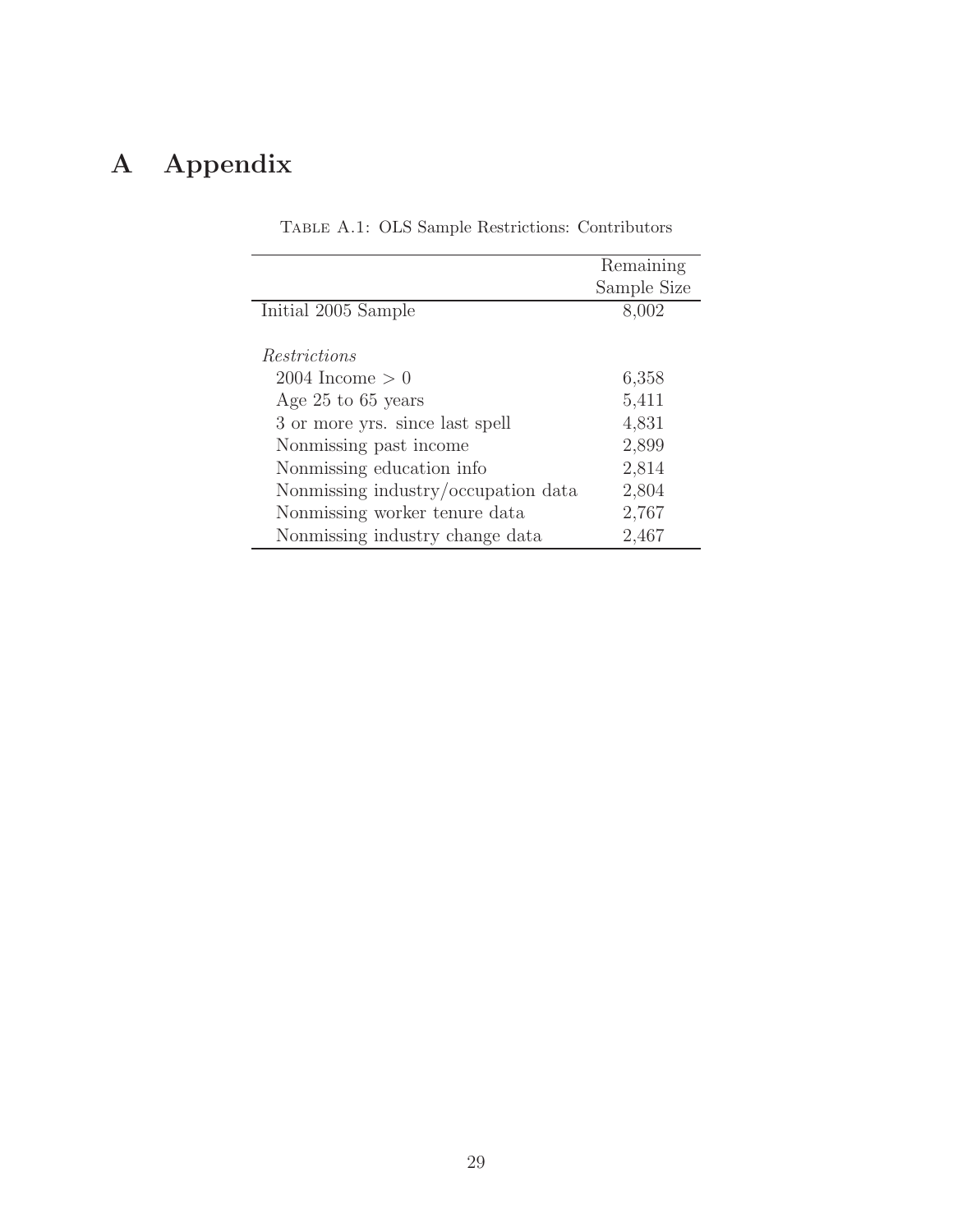# A Appendix

TABLE A.1: OLS Sample Restrictions: Contributors

| | Remaining Sample Size |
|---|---|
| Initial 2005 Sample | 8,002 |
| | |
| *Restrictions* | |
| 2004 Income > 0 | 6,358 |
| Age 25 to 65 years | 5,411 |
| 3 or more yrs. since last spell | 4,831 |
| Nonmissing past income | 2,899 |
| Nonmissing education info | 2,814 |
| Nonmissing industry/occupation data | 2,804 |
| Nonmissing worker tenure data | 2,767 |
| Nonmissing industry change data | 2,467 |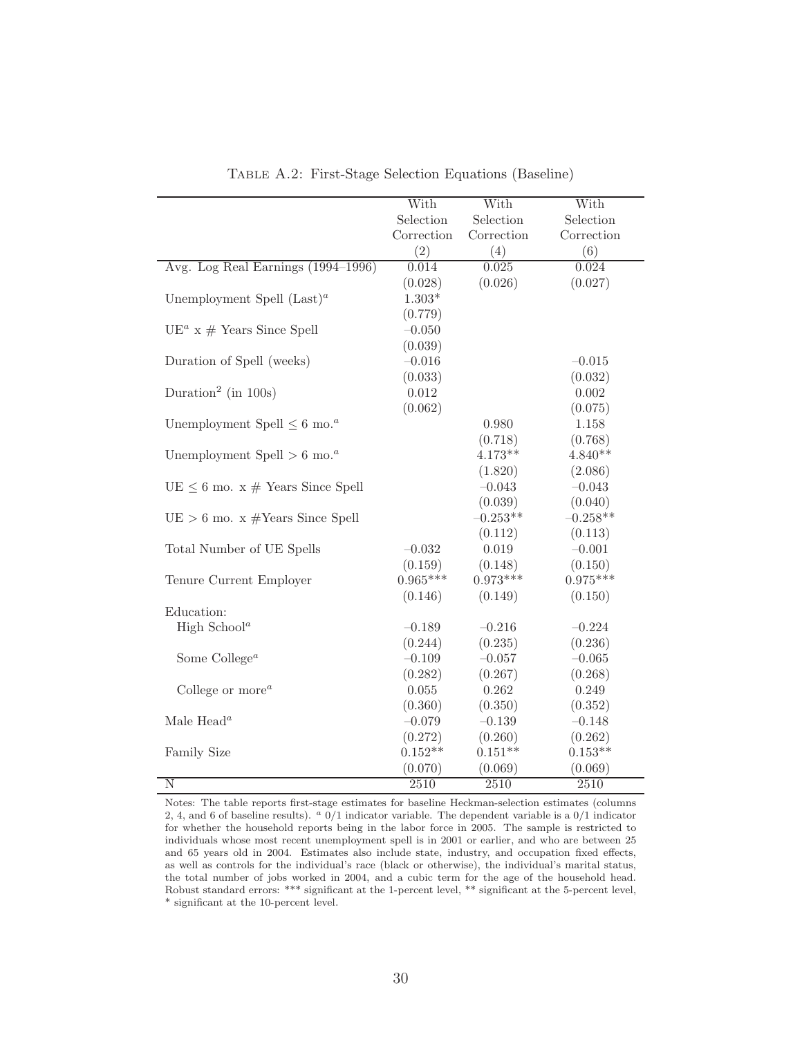Table A.2: First-Stage Selection Equations (Baseline)

| | With Selection Correction (2) | With Selection Correction (4) | With Selection Correction (6) |
|---|---|---|---|
| Avg. Log Real Earnings (1994–1996) | 0.014 | 0.025 | 0.024 |
| | (0.028) | (0.026) | (0.027) |
| Unemployment Spell (Last)[a] | 1.303* | | |
| | (0.779) | | |
| UE[a] x # Years Since Spell | −0.050 | | |
| | (0.039) | | |
| Duration of Spell (weeks) | −0.016 | | −0.015 |
| | (0.033) | | (0.032) |
| Duration$^2$ (in 100s) | 0.012 | | 0.002 |
| | (0.062) | | (0.075) |
| Unemployment Spell $\leq$ 6 mo.[a] | | 0.980 | 1.158 |
| | | (0.718) | (0.768) |
| Unemployment Spell $>$ 6 mo.[a] | | 4.173** | 4.840** |
| | | (1.820) | (2.086) |
| UE $\leq$ 6 mo. x # Years Since Spell | | −0.043 | −0.043 |
| | | (0.039) | (0.040) |
| UE $>$ 6 mo. x #Years Since Spell | | −0.253** | −0.258** |
| | | (0.112) | (0.113) |
| Total Number of UE Spells | −0.032 | 0.019 | −0.001 |
| | (0.159) | (0.148) | (0.150) |
| Tenure Current Employer | 0.965*** | 0.973*** | 0.975*** |
| | (0.146) | (0.149) | (0.150) |
| Education: | | | |
| High School[a] | −0.189 | −0.216 | −0.224 |
| | (0.244) | (0.235) | (0.236) |
| Some College[a] | −0.109 | −0.057 | −0.065 |
| | (0.282) | (0.267) | (0.268) |
| College or more[a] | 0.055 | 0.262 | 0.249 |
| | (0.360) | (0.350) | (0.352) |
| Male Head[a] | −0.079 | −0.139 | −0.148 |
| | (0.272) | (0.260) | (0.262) |
| Family Size | 0.152** | 0.151** | 0.153** |
| | (0.070) | (0.069) | (0.069) |
| N | 2510 | 2510 | 2510 |

Notes: The table reports first-stage estimates for baseline Heckman-selection estimates (columns 2, 4, and 6 of baseline results). [a] 0/1 indicator variable. The dependent variable is a 0/1 indicator for whether the household reports being in the labor force in 2005. The sample is restricted to individuals whose most recent unemployment spell is in 2001 or earlier, and who are between 25 and 65 years old in 2004. Estimates also include state, industry, and occupation fixed effects, as well as controls for the individual's race (black or otherwise), the individual's marital status, the total number of jobs worked in 2004, and a cubic term for the age of the household head. Robust standard errors: *** significant at the 1-percent level, ** significant at the 5-percent level, * significant at the 10-percent level.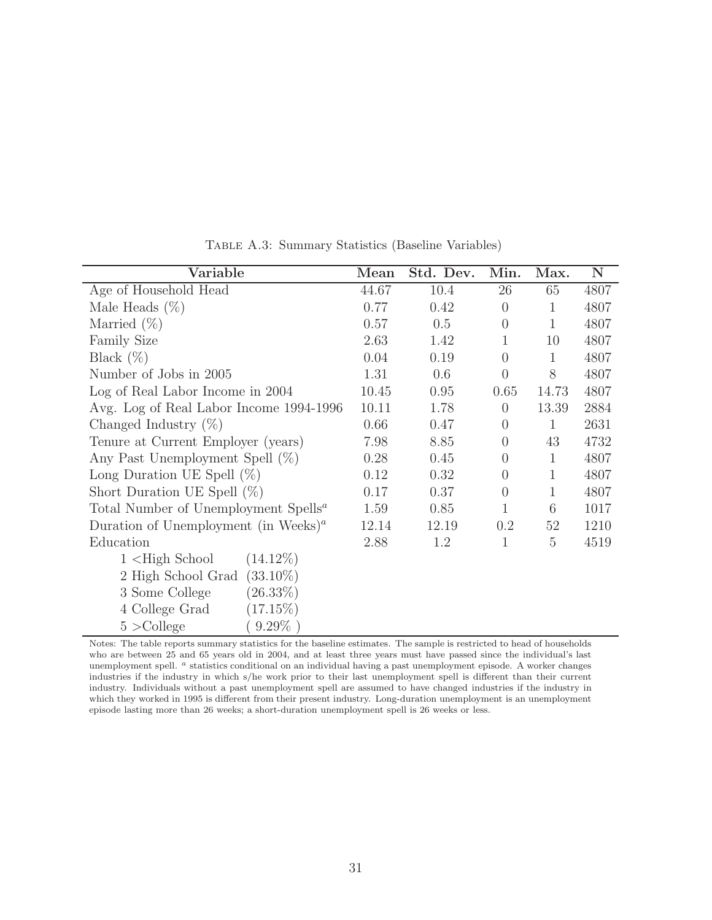Table A.3: Summary Statistics (Baseline Variables)

| Variable | Mean | Std. Dev. | Min. | Max. | N |
|---|---|---|---|---|---|
| Age of Household Head | 44.67 | 10.4 | 26 | 65 | 4807 |
| Male Heads (%) | 0.77 | 0.42 | 0 | 1 | 4807 |
| Married (%) | 0.57 | 0.5 | 0 | 1 | 4807 |
| Family Size | 2.63 | 1.42 | 1 | 10 | 4807 |
| Black (%) | 0.04 | 0.19 | 0 | 1 | 4807 |
| Number of Jobs in 2005 | 1.31 | 0.6 | 0 | 8 | 4807 |
| Log of Real Labor Income in 2004 | 10.45 | 0.95 | 0.65 | 14.73 | 4807 |
| Avg. Log of Real Labor Income 1994-1996 | 10.11 | 1.78 | 0 | 13.39 | 2884 |
| Changed Industry (%) | 0.66 | 0.47 | 0 | 1 | 2631 |
| Tenure at Current Employer (years) | 7.98 | 8.85 | 0 | 43 | 4732 |
| Any Past Unemployment Spell (%) | 0.28 | 0.45 | 0 | 1 | 4807 |
| Long Duration UE Spell (%) | 0.12 | 0.32 | 0 | 1 | 4807 |
| Short Duration UE Spell (%) | 0.17 | 0.37 | 0 | 1 | 4807 |
| Total Number of Unemployment Spells[a] | 1.59 | 0.85 | 1 | 6 | 1017 |
| Duration of Unemployment (in Weeks)[a] | 12.14 | 12.19 | 0.2 | 52 | 1210 |
| Education | 2.88 | 1.2 | 1 | 5 | 4519 |
| 1 <High School (14.12%) | | | | | |
| 2 High School Grad (33.10%) | | | | | |
| 3 Some College (26.33%) | | | | | |
| 4 College Grad (17.15%) | | | | | |
| 5 >College ( 9.29% ) | | | | | |

Notes: The table reports summary statistics for the baseline estimates. The sample is restricted to head of households who are between 25 and 65 years old in 2004, and at least three years must have passed since the individual's last unemployment spell. [a] statistics conditional on an individual having a past unemployment episode. A worker changes industries if the industry in which s/he work prior to their last unemployment spell is different than their current industry. Individuals without a past unemployment spell are assumed to have changed industries if the industry in which they worked in 1995 is different from their present industry. Long-duration unemployment is an unemployment episode lasting more than 26 weeks; a short-duration unemployment spell is 26 weeks or less.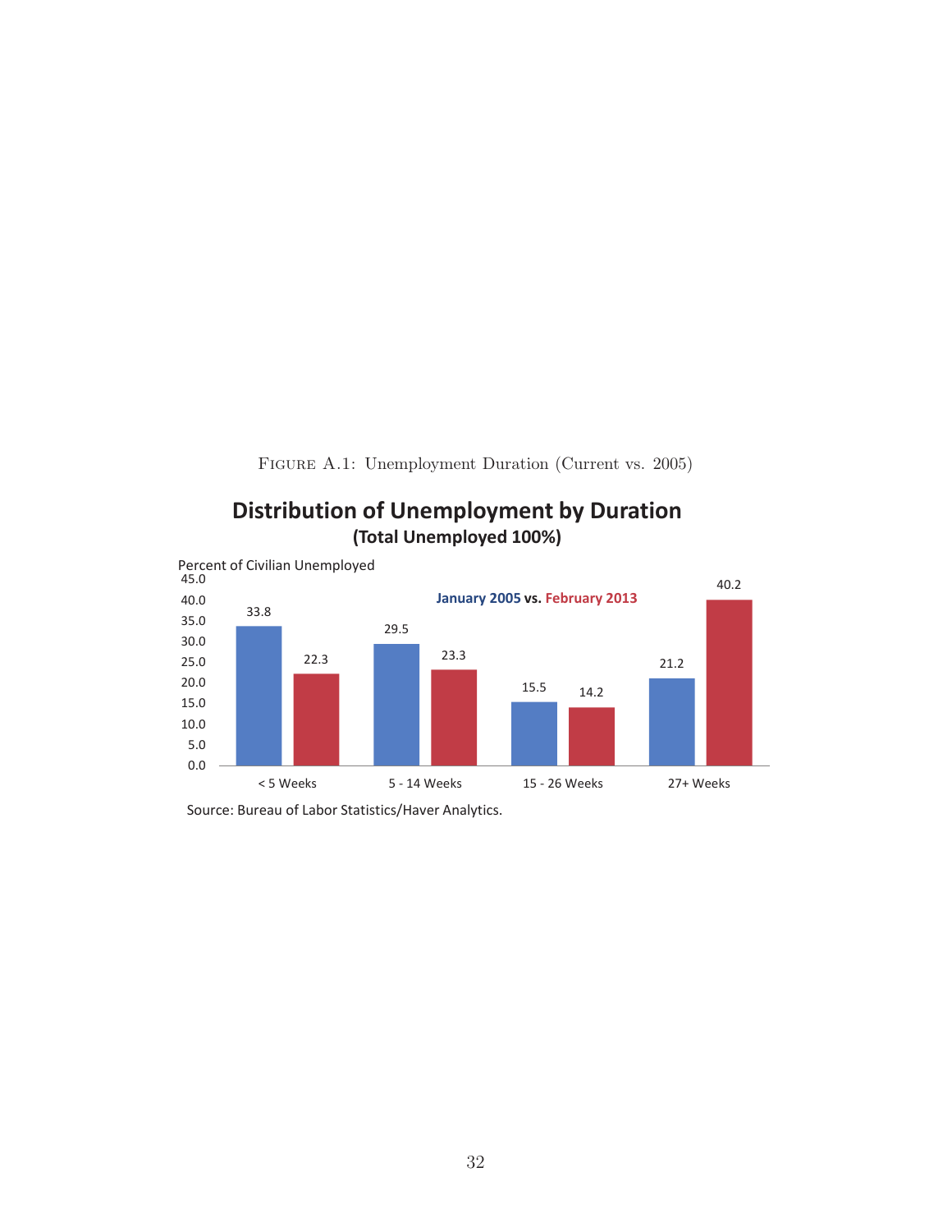Figure A.1: Unemployment Duration (Current vs. 2005)

**Distribution of Unemployment by Duration**
**(Total Unemployed 100%)**

Percent of Civilian Unemployed

45.0
40.0
35.0
30.0
25.0
20.0
15.0
10.0
5.0
0.0

**January 2005 vs. February 2013**

33.8
22.3
29.5
23.3
15.5
14.2
21.2
40.2

< 5 Weeks
5 - 14 Weeks
15 - 26 Weeks
27+ Weeks

Source: Bureau of Labor Statistics/Haver Analytics.